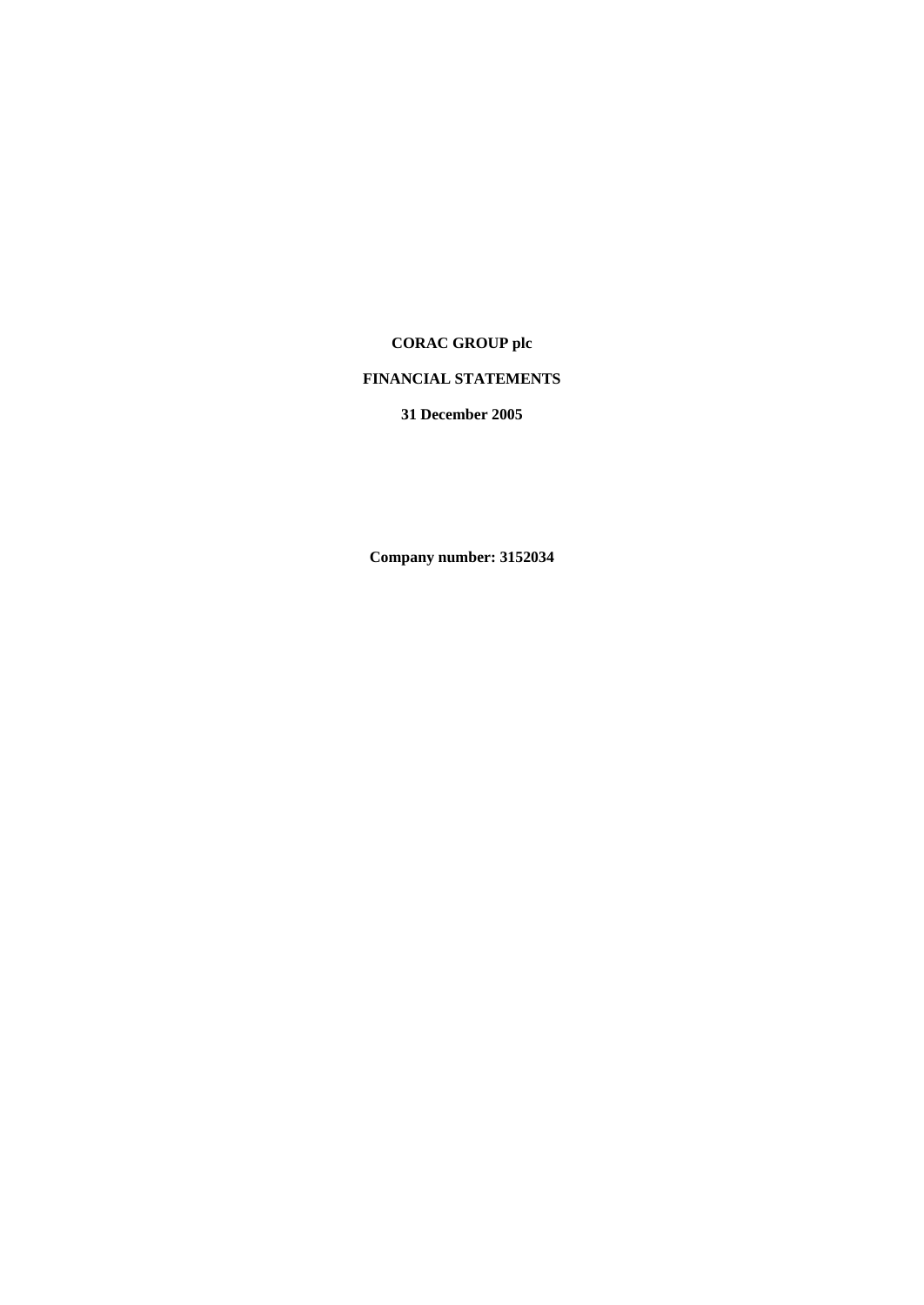**CORAC GROUP plc**

**FINANCIAL STATEMENTS**

**31 December 2005**

**Company number: 3152034**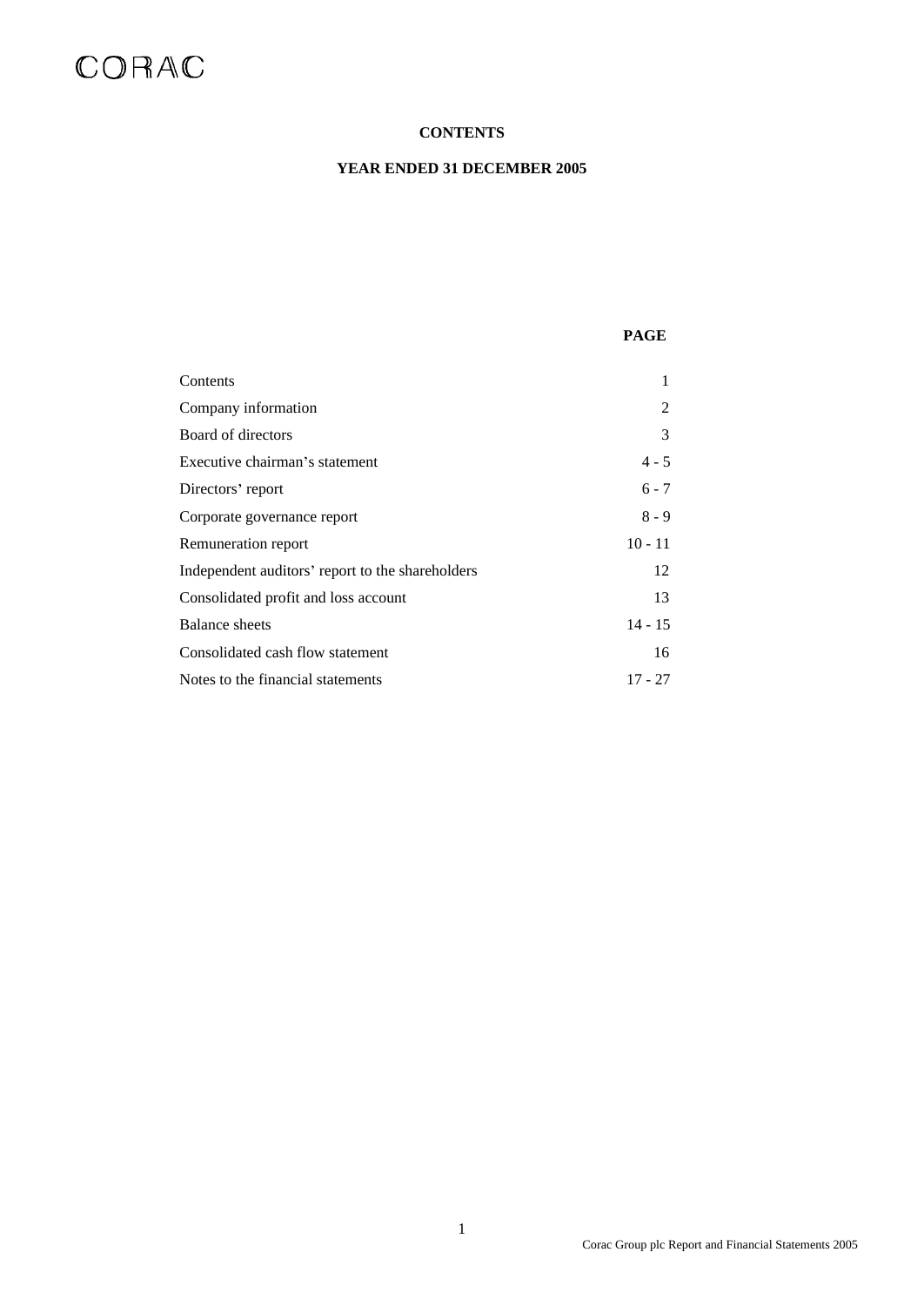CORAC

**CONTENTS**

**YEAR ENDED 31 DECEMBER 2005**

| | PAGE |
|---|---|
| Contents | 1 |
| Company information | 2 |
| Board of directors | 3 |
| Executive chairman's statement | 4 - 5 |
| Directors' report | 6 - 7 |
| Corporate governance report | 8 - 9 |
| Remuneration report | 10 - 11 |
| Independent auditors' report to the shareholders | 12 |
| Consolidated profit and loss account | 13 |
| Balance sheets | 14 - 15 |
| Consolidated cash flow statement | 16 |
| Notes to the financial statements | 17 - 27 |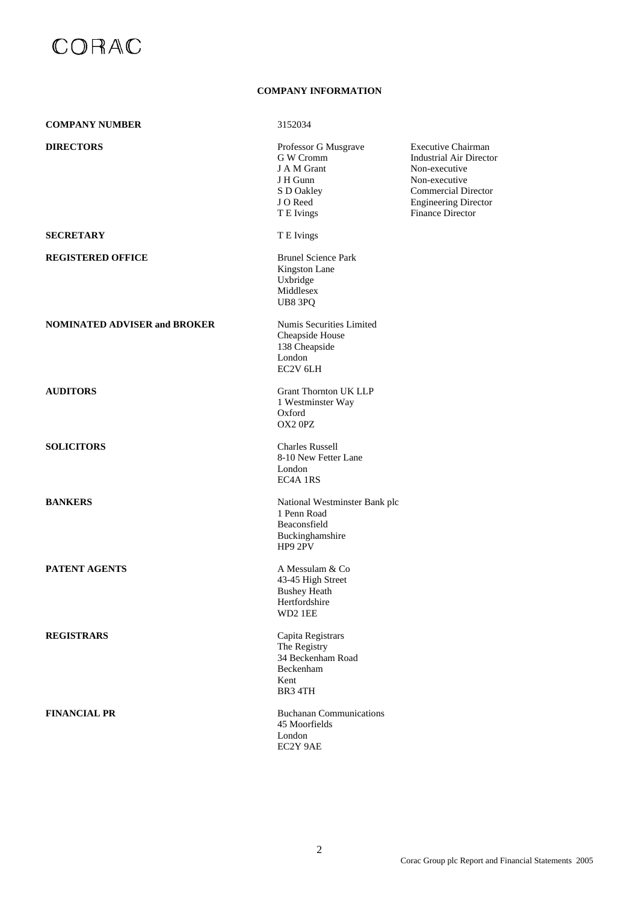CORAC

# COMPANY INFORMATION

**COMPANY NUMBER** 3152034

**DIRECTORS**

| | |
|---|---|
| Professor G Musgrave | Executive Chairman |
| G W Cromm | Industrial Air Director |
| J A M Grant | Non-executive |
| J H Gunn | Non-executive |
| S D Oakley | Commercial Director |
| J O Reed | Engineering Director |
| T E Ivings | Finance Director |

**SECRETARY** T E Ivings

**REGISTERED OFFICE**
Brunel Science Park
Kingston Lane
Uxbridge
Middlesex
UB8 3PQ

**NOMINATED ADVISER and BROKER**
Numis Securities Limited
Cheapside House
138 Cheapside
London
EC2V 6LH

**AUDITORS**
Grant Thornton UK LLP
1 Westminster Way
Oxford
OX2 0PZ

**SOLICITORS**
Charles Russell
8-10 New Fetter Lane
London
EC4A 1RS

**BANKERS**
National Westminster Bank plc
1 Penn Road
Beaconsfield
Buckinghamshire
HP9 2PV

**PATENT AGENTS**
A Messulam & Co
43-45 High Street
Bushey Heath
Hertfordshire
WD2 1EE

**REGISTRARS**
Capita Registrars
The Registry
34 Beckenham Road
Beckenham
Kent
BR3 4TH

**FINANCIAL PR**
Buchanan Communications
45 Moorfields
London
EC2Y 9AE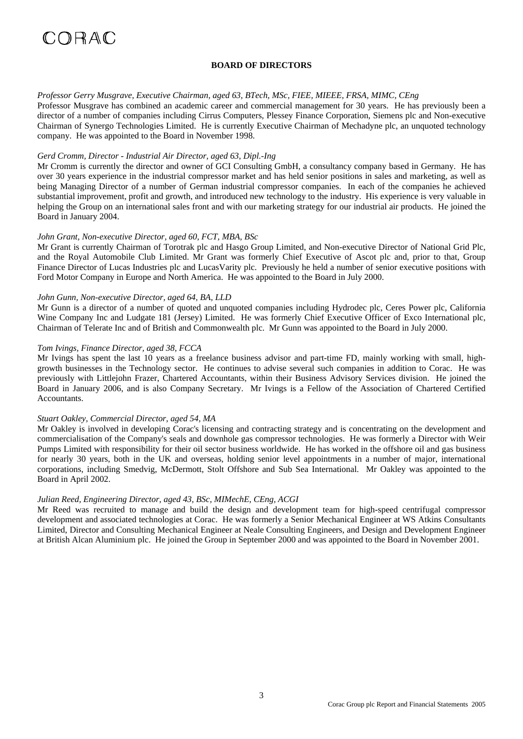CORAC

## BOARD OF DIRECTORS

*Professor Gerry Musgrave, Executive Chairman, aged 63, BTech, MSc, FIEE, MIEEE, FRSA, MIMC, CEng*

Professor Musgrave has combined an academic career and commercial management for 30 years. He has previously been a director of a number of companies including Cirrus Computers, Plessey Finance Corporation, Siemens plc and Non-executive Chairman of Synergo Technologies Limited. He is currently Executive Chairman of Mechadyne plc, an unquoted technology company. He was appointed to the Board in November 1998.

*Gerd Cromm, Director - Industrial Air Director, aged 63, Dipl.-Ing*

Mr Cromm is currently the director and owner of GCI Consulting GmbH, a consultancy company based in Germany. He has over 30 years experience in the industrial compressor market and has held senior positions in sales and marketing, as well as being Managing Director of a number of German industrial compressor companies. In each of the companies he achieved substantial improvement, profit and growth, and introduced new technology to the industry. His experience is very valuable in helping the Group on an international sales front and with our marketing strategy for our industrial air products. He joined the Board in January 2004.

*John Grant, Non-executive Director, aged 60, FCT, MBA, BSc*

Mr Grant is currently Chairman of Torotrak plc and Hasgo Group Limited, and Non-executive Director of National Grid Plc, and the Royal Automobile Club Limited. Mr Grant was formerly Chief Executive of Ascot plc and, prior to that, Group Finance Director of Lucas Industries plc and LucasVarity plc. Previously he held a number of senior executive positions with Ford Motor Company in Europe and North America. He was appointed to the Board in July 2000.

*John Gunn, Non-executive Director, aged 64, BA, LLD*

Mr Gunn is a director of a number of quoted and unquoted companies including Hydrodec plc, Ceres Power plc, California Wine Company Inc and Ludgate 181 (Jersey) Limited. He was formerly Chief Executive Officer of Exco International plc, Chairman of Telerate Inc and of British and Commonwealth plc. Mr Gunn was appointed to the Board in July 2000.

*Tom Ivings, Finance Director, aged 38, FCCA*

Mr Ivings has spent the last 10 years as a freelance business advisor and part-time FD, mainly working with small, high-growth businesses in the Technology sector. He continues to advise several such companies in addition to Corac. He was previously with Littlejohn Frazer, Chartered Accountants, within their Business Advisory Services division. He joined the Board in January 2006, and is also Company Secretary. Mr Ivings is a Fellow of the Association of Chartered Certified Accountants.

*Stuart Oakley, Commercial Director, aged 54, MA*

Mr Oakley is involved in developing Corac's licensing and contracting strategy and is concentrating on the development and commercialisation of the Company's seals and downhole gas compressor technologies. He was formerly a Director with Weir Pumps Limited with responsibility for their oil sector business worldwide. He has worked in the offshore oil and gas business for nearly 30 years, both in the UK and overseas, holding senior level appointments in a number of major, international corporations, including Smedvig, McDermott, Stolt Offshore and Sub Sea International. Mr Oakley was appointed to the Board in April 2002.

*Julian Reed, Engineering Director, aged 43, BSc, MIMechE, CEng, ACGI*

Mr Reed was recruited to manage and build the design and development team for high-speed centrifugal compressor development and associated technologies at Corac. He was formerly a Senior Mechanical Engineer at WS Atkins Consultants Limited, Director and Consulting Mechanical Engineer at Neale Consulting Engineers, and Design and Development Engineer at British Alcan Aluminium plc. He joined the Group in September 2000 and was appointed to the Board in November 2001.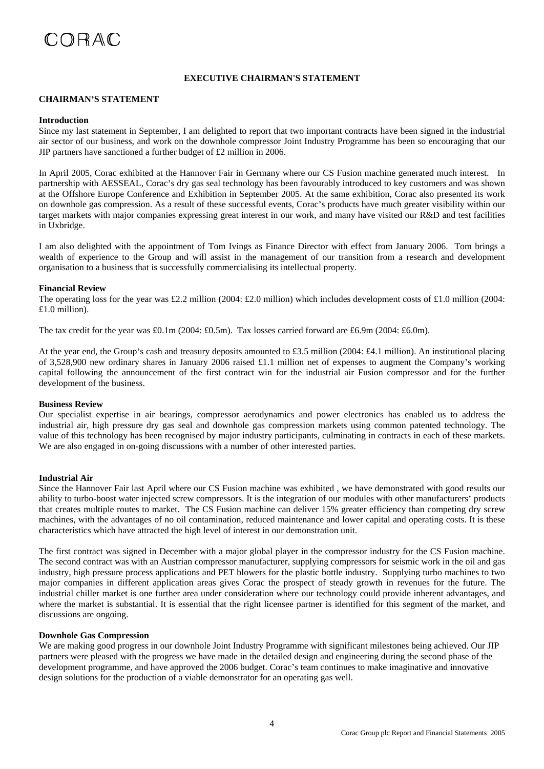CORAC

## EXECUTIVE CHAIRMAN'S STATEMENT

### CHAIRMAN'S STATEMENT

**Introduction**

Since my last statement in September, I am delighted to report that two important contracts have been signed in the industrial air sector of our business, and work on the downhole compressor Joint Industry Programme has been so encouraging that our JIP partners have sanctioned a further budget of £2 million in 2006.

In April 2005, Corac exhibited at the Hannover Fair in Germany where our CS Fusion machine generated much interest. In partnership with AESSEAL, Corac's dry gas seal technology has been favourably introduced to key customers and was shown at the Offshore Europe Conference and Exhibition in September 2005. At the same exhibition, Corac also presented its work on downhole gas compression. As a result of these successful events, Corac's products have much greater visibility within our target markets with major companies expressing great interest in our work, and many have visited our R&D and test facilities in Uxbridge.

I am also delighted with the appointment of Tom Ivings as Finance Director with effect from January 2006. Tom brings a wealth of experience to the Group and will assist in the management of our transition from a research and development organisation to a business that is successfully commercialising its intellectual property.

**Financial Review**

The operating loss for the year was £2.2 million (2004: £2.0 million) which includes development costs of £1.0 million (2004: £1.0 million).

The tax credit for the year was £0.1m (2004: £0.5m). Tax losses carried forward are £6.9m (2004: £6.0m).

At the year end, the Group's cash and treasury deposits amounted to £3.5 million (2004: £4.1 million). An institutional placing of 3,528,900 new ordinary shares in January 2006 raised £1.1 million net of expenses to augment the Company's working capital following the announcement of the first contract win for the industrial air Fusion compressor and for the further development of the business.

**Business Review**

Our specialist expertise in air bearings, compressor aerodynamics and power electronics has enabled us to address the industrial air, high pressure dry gas seal and downhole gas compression markets using common patented technology. The value of this technology has been recognised by major industry participants, culminating in contracts in each of these markets. We are also engaged in on-going discussions with a number of other interested parties.

**Industrial Air**

Since the Hannover Fair last April where our CS Fusion machine was exhibited , we have demonstrated with good results our ability to turbo-boost water injected screw compressors. It is the integration of our modules with other manufacturers' products that creates multiple routes to market. The CS Fusion machine can deliver 15% greater efficiency than competing dry screw machines, with the advantages of no oil contamination, reduced maintenance and lower capital and operating costs. It is these characteristics which have attracted the high level of interest in our demonstration unit.

The first contract was signed in December with a major global player in the compressor industry for the CS Fusion machine. The second contract was with an Austrian compressor manufacturer, supplying compressors for seismic work in the oil and gas industry, high pressure process applications and PET blowers for the plastic bottle industry. Supplying turbo machines to two major companies in different application areas gives Corac the prospect of steady growth in revenues for the future. The industrial chiller market is one further area under consideration where our technology could provide inherent advantages, and where the market is substantial. It is essential that the right licensee partner is identified for this segment of the market, and discussions are ongoing.

**Downhole Gas Compression**

We are making good progress in our downhole Joint Industry Programme with significant milestones being achieved. Our JIP partners were pleased with the progress we have made in the detailed design and engineering during the second phase of the development programme, and have approved the 2006 budget. Corac's team continues to make imaginative and innovative design solutions for the production of a viable demonstrator for an operating gas well.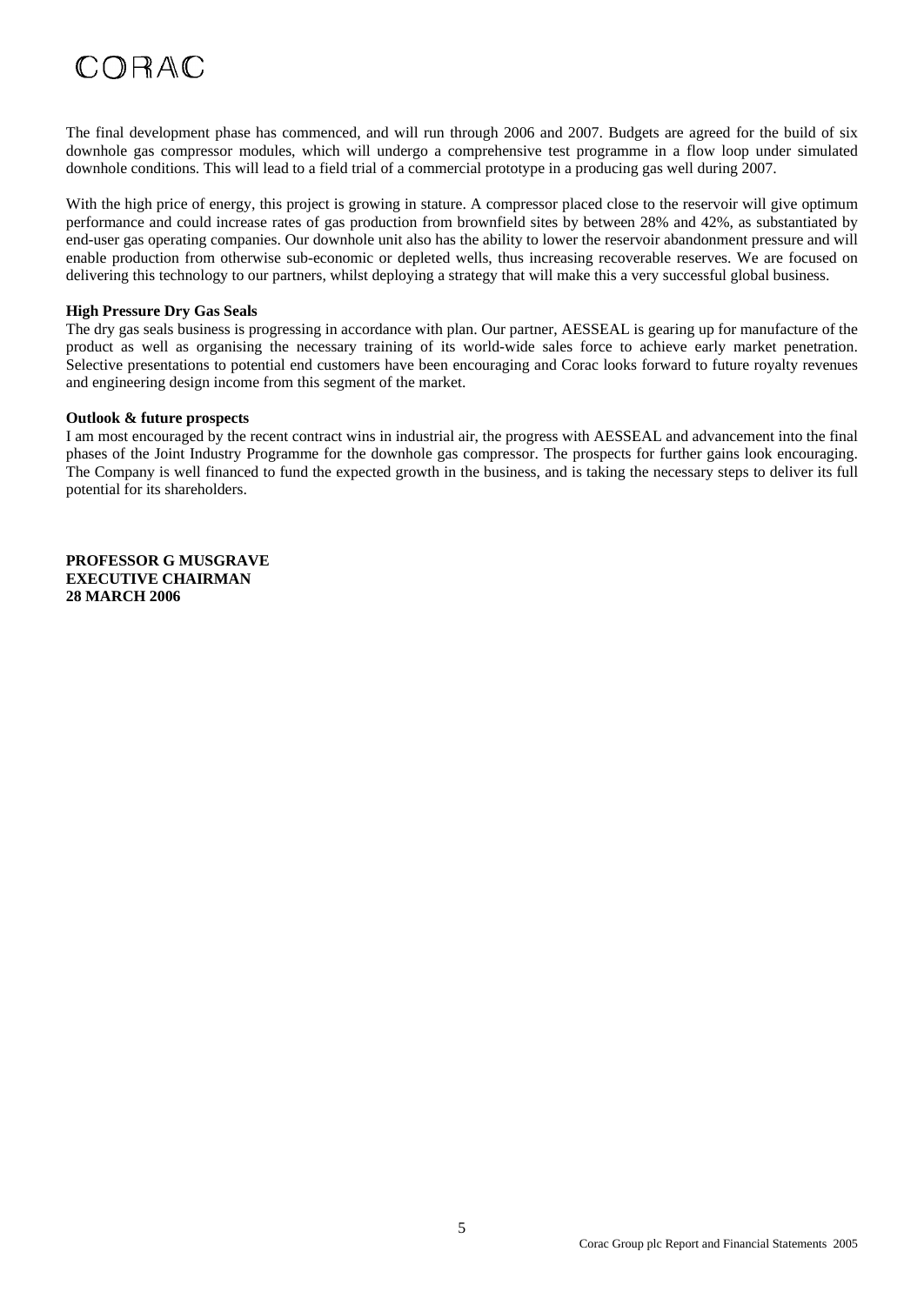The final development phase has commenced, and will run through 2006 and 2007. Budgets are agreed for the build of six downhole gas compressor modules, which will undergo a comprehensive test programme in a flow loop under simulated downhole conditions. This will lead to a field trial of a commercial prototype in a producing gas well during 2007.

With the high price of energy, this project is growing in stature. A compressor placed close to the reservoir will give optimum performance and could increase rates of gas production from brownfield sites by between 28% and 42%, as substantiated by end-user gas operating companies. Our downhole unit also has the ability to lower the reservoir abandonment pressure and will enable production from otherwise sub-economic or depleted wells, thus increasing recoverable reserves. We are focused on delivering this technology to our partners, whilst deploying a strategy that will make this a very successful global business.

**High Pressure Dry Gas Seals**

The dry gas seals business is progressing in accordance with plan. Our partner, AESSEAL is gearing up for manufacture of the product as well as organising the necessary training of its world-wide sales force to achieve early market penetration. Selective presentations to potential end customers have been encouraging and Corac looks forward to future royalty revenues and engineering design income from this segment of the market.

**Outlook & future prospects**

I am most encouraged by the recent contract wins in industrial air, the progress with AESSEAL and advancement into the final phases of the Joint Industry Programme for the downhole gas compressor. The prospects for further gains look encouraging. The Company is well financed to fund the expected growth in the business, and is taking the necessary steps to deliver its full potential for its shareholders.

**PROFESSOR G MUSGRAVE**
**EXECUTIVE CHAIRMAN**
**28 MARCH 2006**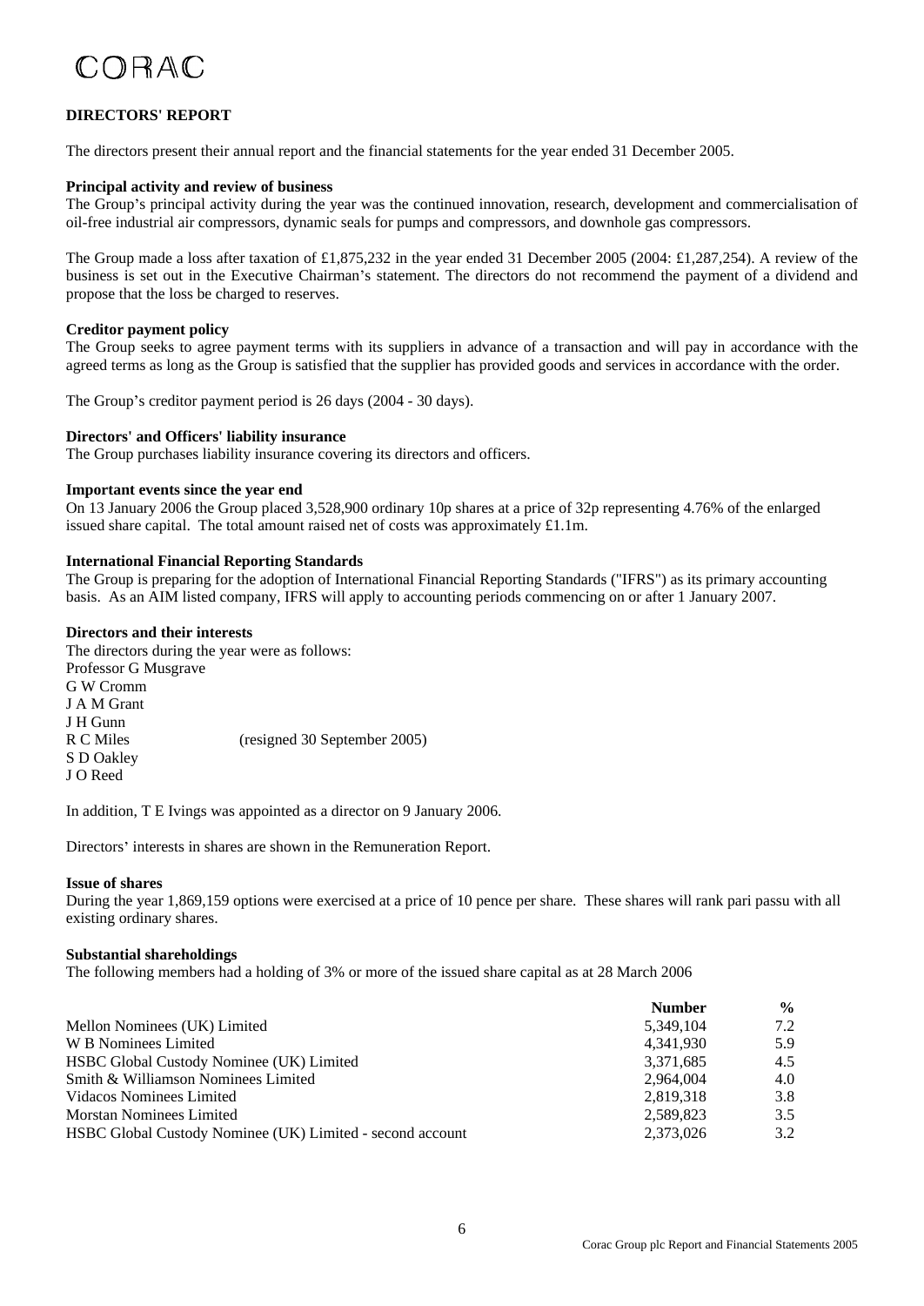**DIRECTORS' REPORT**

The directors present their annual report and the financial statements for the year ended 31 December 2005.

**Principal activity and review of business**

The Group's principal activity during the year was the continued innovation, research, development and commercialisation of oil-free industrial air compressors, dynamic seals for pumps and compressors, and downhole gas compressors.

The Group made a loss after taxation of £1,875,232 in the year ended 31 December 2005 (2004: £1,287,254). A review of the business is set out in the Executive Chairman's statement. The directors do not recommend the payment of a dividend and propose that the loss be charged to reserves.

**Creditor payment policy**

The Group seeks to agree payment terms with its suppliers in advance of a transaction and will pay in accordance with the agreed terms as long as the Group is satisfied that the supplier has provided goods and services in accordance with the order.

The Group's creditor payment period is 26 days (2004 - 30 days).

**Directors' and Officers' liability insurance**

The Group purchases liability insurance covering its directors and officers.

**Important events since the year end**

On 13 January 2006 the Group placed 3,528,900 ordinary 10p shares at a price of 32p representing 4.76% of the enlarged issued share capital. The total amount raised net of costs was approximately £1.1m.

**International Financial Reporting Standards**

The Group is preparing for the adoption of International Financial Reporting Standards ("IFRS") as its primary accounting basis. As an AIM listed company, IFRS will apply to accounting periods commencing on or after 1 January 2007.

**Directors and their interests**

The directors during the year were as follows:

Professor G Musgrave
G W Cromm
J A M Grant
J H Gunn
R C Miles (resigned 30 September 2005)
S D Oakley
J O Reed

In addition, T E Ivings was appointed as a director on 9 January 2006.

Directors' interests in shares are shown in the Remuneration Report.

**Issue of shares**

During the year 1,869,159 options were exercised at a price of 10 pence per share. These shares will rank pari passu with all existing ordinary shares.

**Substantial shareholdings**

The following members had a holding of 3% or more of the issued share capital as at 28 March 2006

| | Number | % |
|---|---|---|
| Mellon Nominees (UK) Limited | 5,349,104 | 7.2 |
| W B Nominees Limited | 4,341,930 | 5.9 |
| HSBC Global Custody Nominee (UK) Limited | 3,371,685 | 4.5 |
| Smith & Williamson Nominees Limited | 2,964,004 | 4.0 |
| Vidacos Nominees Limited | 2,819,318 | 3.8 |
| Morstan Nominees Limited | 2,589,823 | 3.5 |
| HSBC Global Custody Nominee (UK) Limited - second account | 2,373,026 | 3.2 |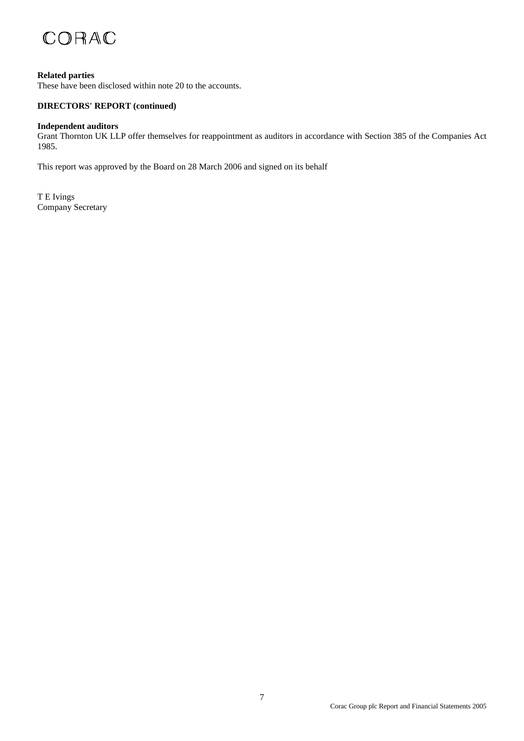**Related parties**
These have been disclosed within note 20 to the accounts.

**DIRECTORS' REPORT (continued)**

**Independent auditors**
Grant Thornton UK LLP offer themselves for reappointment as auditors in accordance with Section 385 of the Companies Act 1985.

This report was approved by the Board on 28 March 2006 and signed on its behalf

T E Ivings
Company Secretary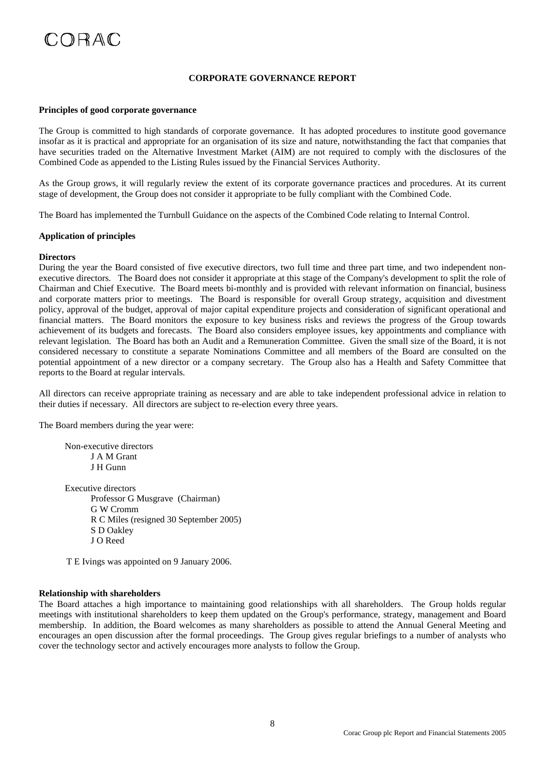# CORPORATE GOVERNANCE REPORT

## Principles of good corporate governance

The Group is committed to high standards of corporate governance. It has adopted procedures to institute good governance insofar as it is practical and appropriate for an organisation of its size and nature, notwithstanding the fact that companies that have securities traded on the Alternative Investment Market (AIM) are not required to comply with the disclosures of the Combined Code as appended to the Listing Rules issued by the Financial Services Authority.

As the Group grows, it will regularly review the extent of its corporate governance practices and procedures. At its current stage of development, the Group does not consider it appropriate to be fully compliant with the Combined Code.

The Board has implemented the Turnbull Guidance on the aspects of the Combined Code relating to Internal Control.

## Application of principles

### Directors

During the year the Board consisted of five executive directors, two full time and three part time, and two independent non-executive directors. The Board does not consider it appropriate at this stage of the Company's development to split the role of Chairman and Chief Executive. The Board meets bi-monthly and is provided with relevant information on financial, business and corporate matters prior to meetings. The Board is responsible for overall Group strategy, acquisition and divestment policy, approval of the budget, approval of major capital expenditure projects and consideration of significant operational and financial matters. The Board monitors the exposure to key business risks and reviews the progress of the Group towards achievement of its budgets and forecasts. The Board also considers employee issues, key appointments and compliance with relevant legislation. The Board has both an Audit and a Remuneration Committee. Given the small size of the Board, it is not considered necessary to constitute a separate Nominations Committee and all members of the Board are consulted on the potential appointment of a new director or a company secretary. The Group also has a Health and Safety Committee that reports to the Board at regular intervals.

All directors can receive appropriate training as necessary and are able to take independent professional advice in relation to their duties if necessary. All directors are subject to re-election every three years.

The Board members during the year were:

Non-executive directors
- J A M Grant
- J H Gunn

Executive directors
- Professor G Musgrave (Chairman)
- G W Cromm
- R C Miles (resigned 30 September 2005)
- S D Oakley
- J O Reed

T E Ivings was appointed on 9 January 2006.

### Relationship with shareholders

The Board attaches a high importance to maintaining good relationships with all shareholders. The Group holds regular meetings with institutional shareholders to keep them updated on the Group's performance, strategy, management and Board membership. In addition, the Board welcomes as many shareholders as possible to attend the Annual General Meeting and encourages an open discussion after the formal proceedings. The Group gives regular briefings to a number of analysts who cover the technology sector and actively encourages more analysts to follow the Group.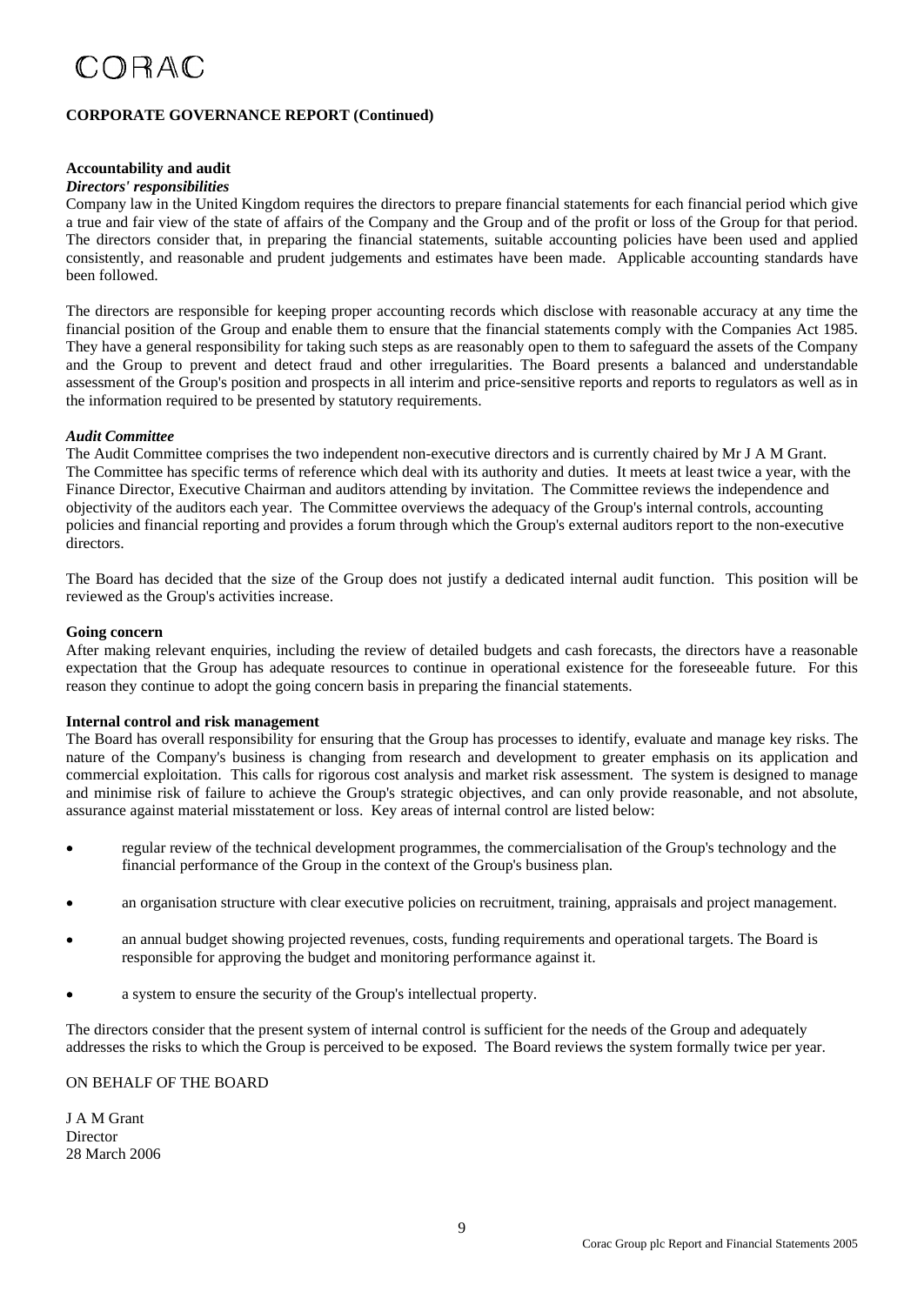**CORPORATE GOVERNANCE REPORT (Continued)**

### Accountability and audit

***Directors' responsibilities***

Company law in the United Kingdom requires the directors to prepare financial statements for each financial period which give a true and fair view of the state of affairs of the Company and the Group and of the profit or loss of the Group for that period. The directors consider that, in preparing the financial statements, suitable accounting policies have been used and applied consistently, and reasonable and prudent judgements and estimates have been made. Applicable accounting standards have been followed.

The directors are responsible for keeping proper accounting records which disclose with reasonable accuracy at any time the financial position of the Group and enable them to ensure that the financial statements comply with the Companies Act 1985. They have a general responsibility for taking such steps as are reasonably open to them to safeguard the assets of the Company and the Group to prevent and detect fraud and other irregularities. The Board presents a balanced and understandable assessment of the Group's position and prospects in all interim and price-sensitive reports and reports to regulators as well as in the information required to be presented by statutory requirements.

***Audit Committee***

The Audit Committee comprises the two independent non-executive directors and is currently chaired by Mr J A M Grant. The Committee has specific terms of reference which deal with its authority and duties. It meets at least twice a year, with the Finance Director, Executive Chairman and auditors attending by invitation. The Committee reviews the independence and objectivity of the auditors each year. The Committee overviews the adequacy of the Group's internal controls, accounting policies and financial reporting and provides a forum through which the Group's external auditors report to the non-executive directors.

The Board has decided that the size of the Group does not justify a dedicated internal audit function. This position will be reviewed as the Group's activities increase.

### Going concern

After making relevant enquiries, including the review of detailed budgets and cash forecasts, the directors have a reasonable expectation that the Group has adequate resources to continue in operational existence for the foreseeable future. For this reason they continue to adopt the going concern basis in preparing the financial statements.

### Internal control and risk management

The Board has overall responsibility for ensuring that the Group has processes to identify, evaluate and manage key risks. The nature of the Company's business is changing from research and development to greater emphasis on its application and commercial exploitation. This calls for rigorous cost analysis and market risk assessment. The system is designed to manage and minimise risk of failure to achieve the Group's strategic objectives, and can only provide reasonable, and not absolute, assurance against material misstatement or loss. Key areas of internal control are listed below:

- regular review of the technical development programmes, the commercialisation of the Group's technology and the financial performance of the Group in the context of the Group's business plan.
- an organisation structure with clear executive policies on recruitment, training, appraisals and project management.
- an annual budget showing projected revenues, costs, funding requirements and operational targets. The Board is responsible for approving the budget and monitoring performance against it.
- a system to ensure the security of the Group's intellectual property.

The directors consider that the present system of internal control is sufficient for the needs of the Group and adequately addresses the risks to which the Group is perceived to be exposed. The Board reviews the system formally twice per year.

ON BEHALF OF THE BOARD

J A M Grant
Director
28 March 2006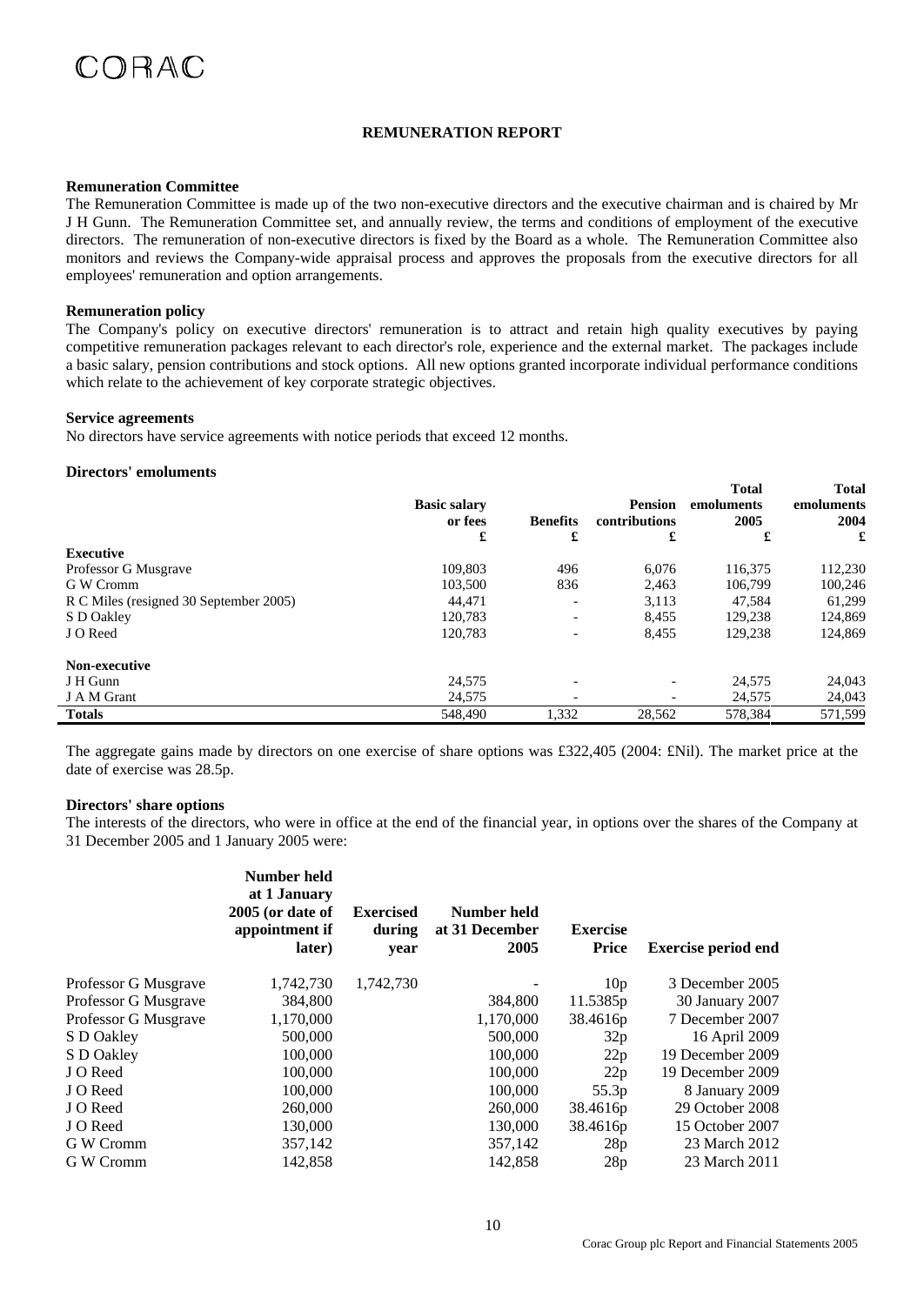# REMUNERATION REPORT

### Remuneration Committee

The Remuneration Committee is made up of the two non-executive directors and the executive chairman and is chaired by Mr J H Gunn. The Remuneration Committee set, and annually review, the terms and conditions of employment of the executive directors. The remuneration of non-executive directors is fixed by the Board as a whole. The Remuneration Committee also monitors and reviews the Company-wide appraisal process and approves the proposals from the executive directors for all employees' remuneration and option arrangements.

### Remuneration policy

The Company's policy on executive directors' remuneration is to attract and retain high quality executives by paying competitive remuneration packages relevant to each director's role, experience and the external market. The packages include a basic salary, pension contributions and stock options. All new options granted incorporate individual performance conditions which relate to the achievement of key corporate strategic objectives.

### Service agreements

No directors have service agreements with notice periods that exceed 12 months.

### Directors' emoluments

| | Basic salary or fees | Benefits | Pension contributions | Total emoluments 2005 | Total emoluments 2004 |
|---|---|---|---|---|---|
| | £ | £ | £ | £ | £ |
| **Executive** | | | | | |
| Professor G Musgrave | 109,803 | 496 | 6,076 | 116,375 | 112,230 |
| G W Cromm | 103,500 | 836 | 2,463 | 106,799 | 100,246 |
| R C Miles (resigned 30 September 2005) | 44,471 | - | 3,113 | 47,584 | 61,299 |
| S D Oakley | 120,783 | - | 8,455 | 129,238 | 124,869 |
| J O Reed | 120,783 | - | 8,455 | 129,238 | 124,869 |
| **Non-executive** | | | | | |
| J H Gunn | 24,575 | - | - | 24,575 | 24,043 |
| J A M Grant | 24,575 | - | - | 24,575 | 24,043 |
| **Totals** | 548,490 | 1,332 | 28,562 | 578,384 | 571,599 |

The aggregate gains made by directors on one exercise of share options was £322,405 (2004: £Nil). The market price at the date of exercise was 28.5p.

### Directors' share options

The interests of the directors, who were in office at the end of the financial year, in options over the shares of the Company at 31 December 2005 and 1 January 2005 were:

| | Number held at 1 January 2005 (or date of appointment if later) | Exercised during year | Number held at 31 December 2005 | Exercise Price | Exercise period end |
|---|---|---|---|---|---|
| Professor G Musgrave | 1,742,730 | 1,742,730 | - | 10p | 3 December 2005 |
| Professor G Musgrave | 384,800 | | 384,800 | 11.5385p | 30 January 2007 |
| Professor G Musgrave | 1,170,000 | | 1,170,000 | 38.4616p | 7 December 2007 |
| S D Oakley | 500,000 | | 500,000 | 32p | 16 April 2009 |
| S D Oakley | 100,000 | | 100,000 | 22p | 19 December 2009 |
| J O Reed | 100,000 | | 100,000 | 22p | 19 December 2009 |
| J O Reed | 100,000 | | 100,000 | 55.3p | 8 January 2009 |
| J O Reed | 260,000 | | 260,000 | 38.4616p | 29 October 2008 |
| J O Reed | 130,000 | | 130,000 | 38.4616p | 15 October 2007 |
| G W Cromm | 357,142 | | 357,142 | 28p | 23 March 2012 |
| G W Cromm | 142,858 | | 142,858 | 28p | 23 March 2011 |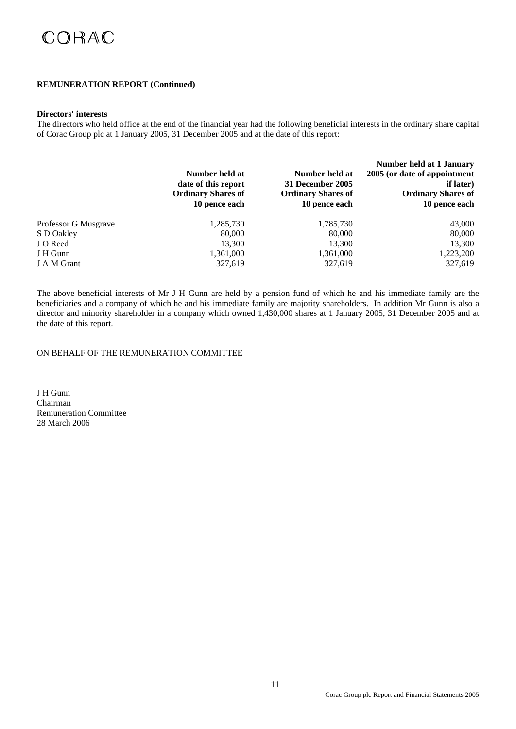CORAC

**REMUNERATION REPORT (Continued)**

**Directors' interests**

The directors who held office at the end of the financial year had the following beneficial interests in the ordinary share capital of Corac Group plc at 1 January 2005, 31 December 2005 and at the date of this report:

| | **Number held at date of this report Ordinary Shares of 10 pence each** | **Number held at 31 December 2005 Ordinary Shares of 10 pence each** | **Number held at 1 January 2005 (or date of appointment if later) Ordinary Shares of 10 pence each** |
|---|---|---|---|
| Professor G Musgrave | 1,285,730 | 1,785,730 | 43,000 |
| S D Oakley | 80,000 | 80,000 | 80,000 |
| J O Reed | 13,300 | 13,300 | 13,300 |
| J H Gunn | 1,361,000 | 1,361,000 | 1,223,200 |
| J A M Grant | 327,619 | 327,619 | 327,619 |

The above beneficial interests of Mr J H Gunn are held by a pension fund of which he and his immediate family are the beneficiaries and a company of which he and his immediate family are majority shareholders. In addition Mr Gunn is also a director and minority shareholder in a company which owned 1,430,000 shares at 1 January 2005, 31 December 2005 and at the date of this report.

ON BEHALF OF THE REMUNERATION COMMITTEE

J H Gunn
Chairman
Remuneration Committee
28 March 2006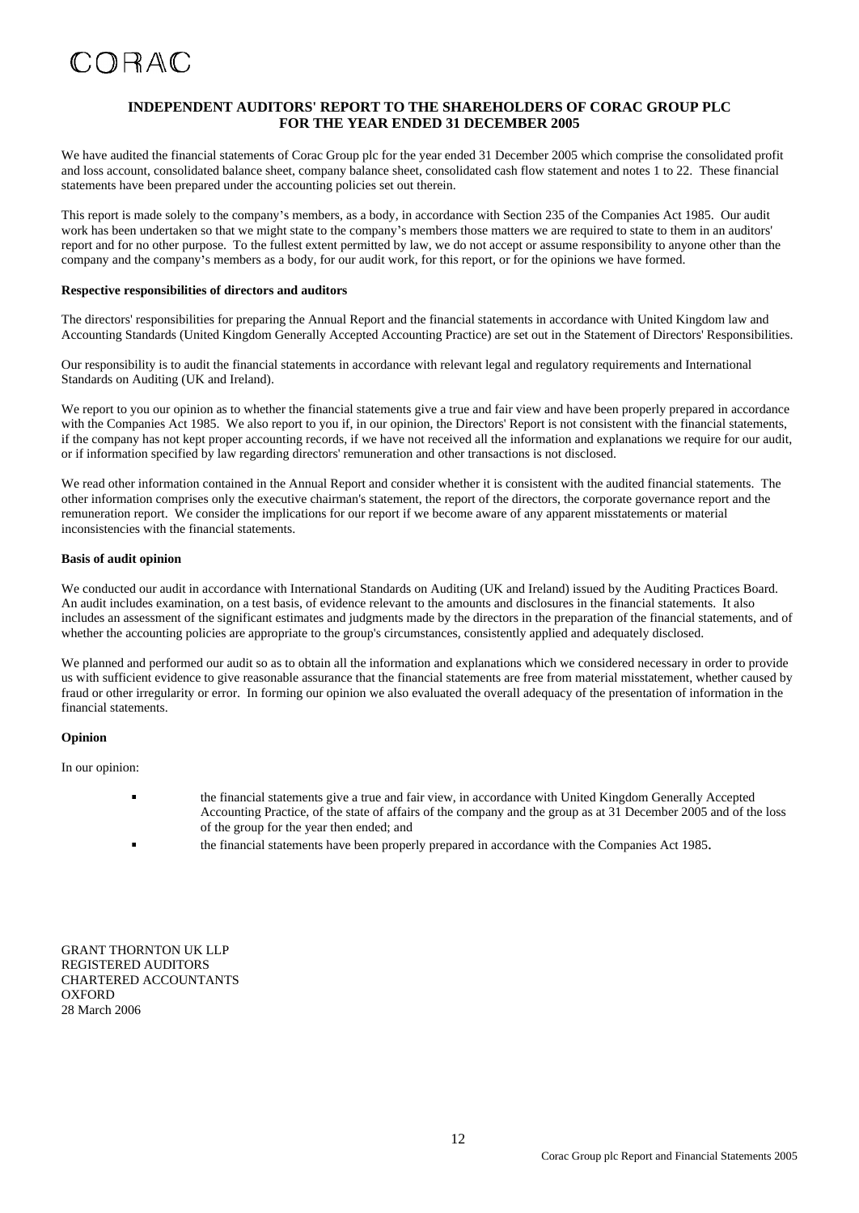# INDEPENDENT AUDITORS' REPORT TO THE SHAREHOLDERS OF CORAC GROUP PLC FOR THE YEAR ENDED 31 DECEMBER 2005

We have audited the financial statements of Corac Group plc for the year ended 31 December 2005 which comprise the consolidated profit and loss account, consolidated balance sheet, company balance sheet, consolidated cash flow statement and notes 1 to 22. These financial statements have been prepared under the accounting policies set out therein.

This report is made solely to the company's members, as a body, in accordance with Section 235 of the Companies Act 1985. Our audit work has been undertaken so that we might state to the company's members those matters we are required to state to them in an auditors' report and for no other purpose. To the fullest extent permitted by law, we do not accept or assume responsibility to anyone other than the company and the company's members as a body, for our audit work, for this report, or for the opinions we have formed.

**Respective responsibilities of directors and auditors**

The directors' responsibilities for preparing the Annual Report and the financial statements in accordance with United Kingdom law and Accounting Standards (United Kingdom Generally Accepted Accounting Practice) are set out in the Statement of Directors' Responsibilities.

Our responsibility is to audit the financial statements in accordance with relevant legal and regulatory requirements and International Standards on Auditing (UK and Ireland).

We report to you our opinion as to whether the financial statements give a true and fair view and have been properly prepared in accordance with the Companies Act 1985. We also report to you if, in our opinion, the Directors' Report is not consistent with the financial statements, if the company has not kept proper accounting records, if we have not received all the information and explanations we require for our audit, or if information specified by law regarding directors' remuneration and other transactions is not disclosed.

We read other information contained in the Annual Report and consider whether it is consistent with the audited financial statements. The other information comprises only the executive chairman's statement, the report of the directors, the corporate governance report and the remuneration report. We consider the implications for our report if we become aware of any apparent misstatements or material inconsistencies with the financial statements.

**Basis of audit opinion**

We conducted our audit in accordance with International Standards on Auditing (UK and Ireland) issued by the Auditing Practices Board. An audit includes examination, on a test basis, of evidence relevant to the amounts and disclosures in the financial statements. It also includes an assessment of the significant estimates and judgments made by the directors in the preparation of the financial statements, and of whether the accounting policies are appropriate to the group's circumstances, consistently applied and adequately disclosed.

We planned and performed our audit so as to obtain all the information and explanations which we considered necessary in order to provide us with sufficient evidence to give reasonable assurance that the financial statements are free from material misstatement, whether caused by fraud or other irregularity or error. In forming our opinion we also evaluated the overall adequacy of the presentation of information in the financial statements.

**Opinion**

In our opinion:

- the financial statements give a true and fair view, in accordance with United Kingdom Generally Accepted Accounting Practice, of the state of affairs of the company and the group as at 31 December 2005 and of the loss of the group for the year then ended; and
- the financial statements have been properly prepared in accordance with the Companies Act 1985.

GRANT THORNTON UK LLP
REGISTERED AUDITORS
CHARTERED ACCOUNTANTS
OXFORD
28 March 2006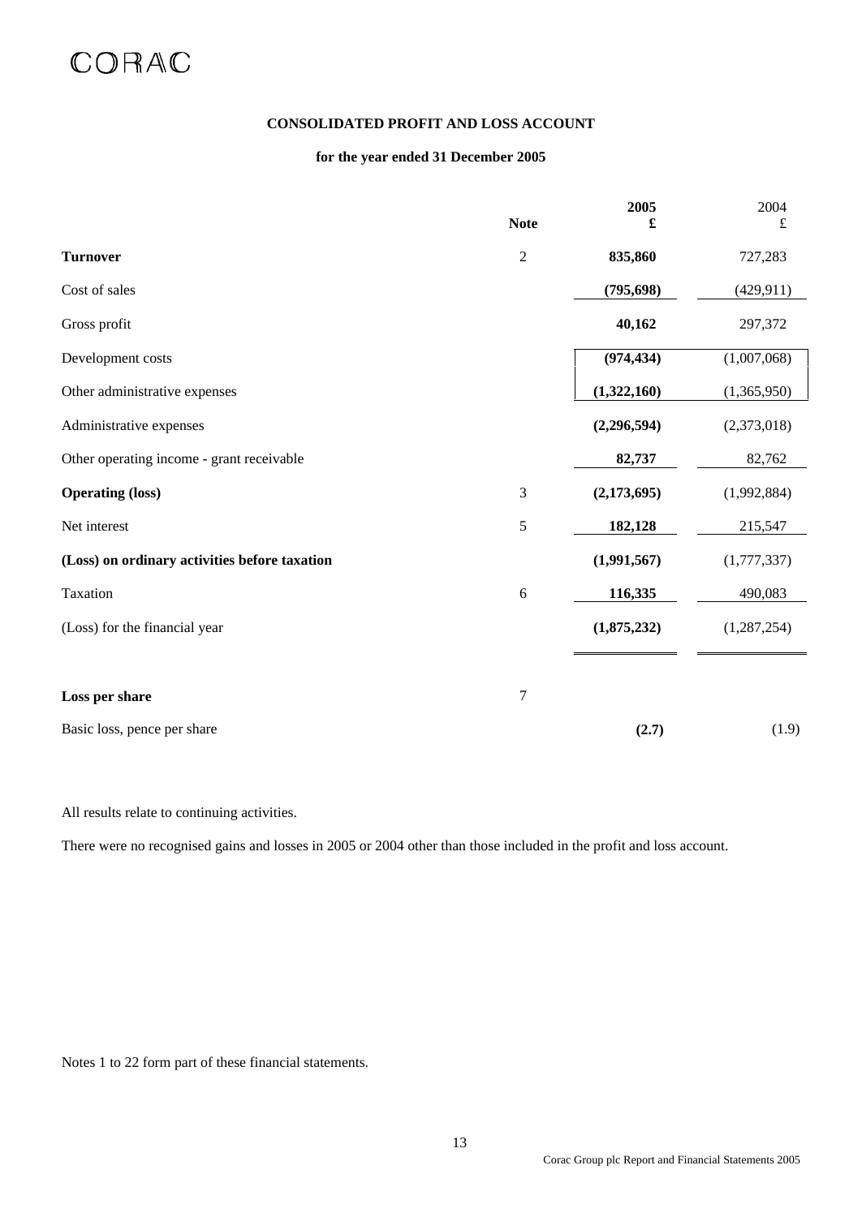CORAC

## CONSOLIDATED PROFIT AND LOSS ACCOUNT

### for the year ended 31 December 2005

| | Note | 2005 £ | 2004 £ |
|---|---|---|---|
| **Turnover** | 2 | **835,860** | 727,283 |
| Cost of sales | | **(795,698)** | (429,911) |
| Gross profit | | **40,162** | 297,372 |
| Development costs | | **(974,434)** | (1,007,068) |
| Other administrative expenses | | **(1,322,160)** | (1,365,950) |
| Administrative expenses | | **(2,296,594)** | (2,373,018) |
| Other operating income - grant receivable | | **82,737** | 82,762 |
| **Operating (loss)** | 3 | **(2,173,695)** | (1,992,884) |
| Net interest | 5 | **182,128** | 215,547 |
| **(Loss) on ordinary activities before taxation** | | **(1,991,567)** | (1,777,337) |
| Taxation | 6 | **116,335** | 490,083 |
| (Loss) for the financial year | | **(1,875,232)** | (1,287,254) |
| | | | |
| **Loss per share** | 7 | | |
| Basic loss, pence per share | | **(2.7)** | (1.9) |

All results relate to continuing activities.

There were no recognised gains and losses in 2005 or 2004 other than those included in the profit and loss account.

Notes 1 to 22 form part of these financial statements.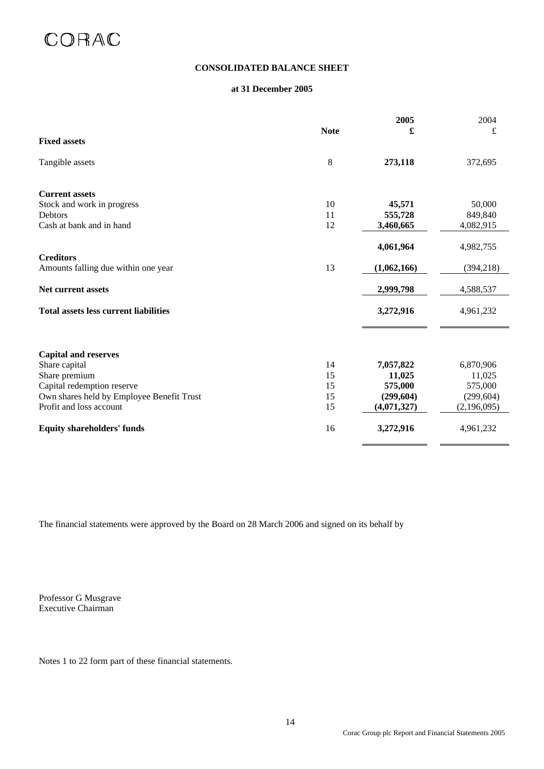CORAC

# CONSOLIDATED BALANCE SHEET

**at 31 December 2005**

| | Note | 2005 £ | 2004 £ |
|---|---|---|---|
| **Fixed assets** | | | |
| Tangible assets | 8 | **273,118** | 372,695 |
| **Current assets** | | | |
| Stock and work in progress | 10 | **45,571** | 50,000 |
| Debtors | 11 | **555,728** | 849,840 |
| Cash at bank and in hand | 12 | **3,460,665** | 4,082,915 |
| | | **4,061,964** | 4,982,755 |
| **Creditors** | | | |
| Amounts falling due within one year | 13 | **(1,062,166)** | (394,218) |
| **Net current assets** | | **2,999,798** | 4,588,537 |
| **Total assets less current liabilities** | | **3,272,916** | 4,961,232 |
| **Capital and reserves** | | | |
| Share capital | 14 | **7,057,822** | 6,870,906 |
| Share premium | 15 | **11,025** | 11,025 |
| Capital redemption reserve | 15 | **575,000** | 575,000 |
| Own shares held by Employee Benefit Trust | 15 | **(299,604)** | (299,604) |
| Profit and loss account | 15 | **(4,071,327)** | (2,196,095) |
| **Equity shareholders' funds** | 16 | **3,272,916** | 4,961,232 |

The financial statements were approved by the Board on 28 March 2006 and signed on its behalf by

Professor G Musgrave
Executive Chairman

Notes 1 to 22 form part of these financial statements.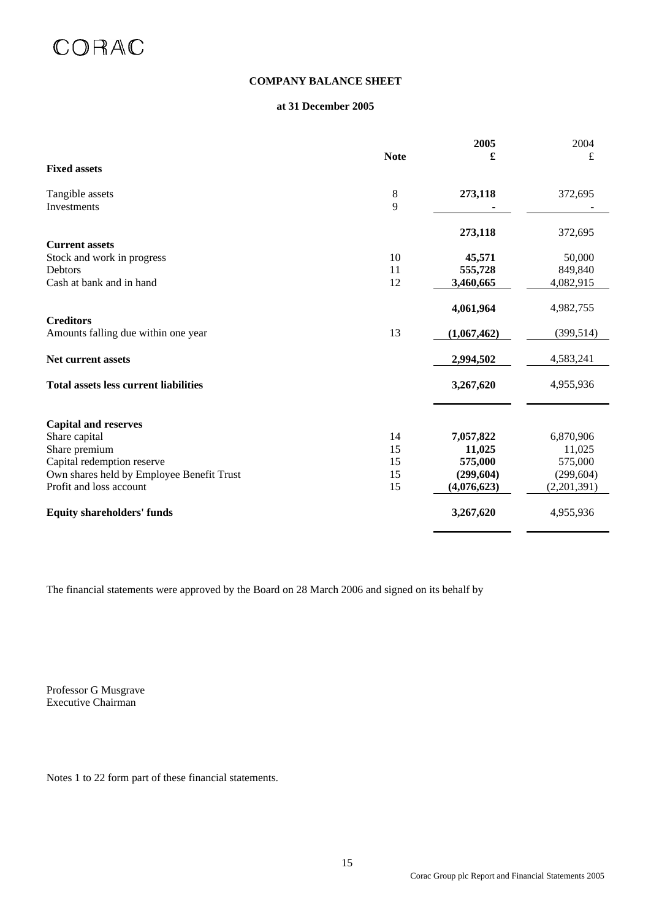CORAC

## COMPANY BALANCE SHEET

**at 31 December 2005**

| | Note | 2005 £ | 2004 £ |
|---|---|---|---|
| **Fixed assets** | | | |
| Tangible assets | 8 | **273,118** | 372,695 |
| Investments | 9 | **-** | - |
| | | **273,118** | 372,695 |
| **Current assets** | | | |
| Stock and work in progress | 10 | **45,571** | 50,000 |
| Debtors | 11 | **555,728** | 849,840 |
| Cash at bank and in hand | 12 | **3,460,665** | 4,082,915 |
| | | **4,061,964** | 4,982,755 |
| **Creditors** | | | |
| Amounts falling due within one year | 13 | **(1,067,462)** | (399,514) |
| **Net current assets** | | **2,994,502** | 4,583,241 |
| **Total assets less current liabilities** | | **3,267,620** | 4,955,936 |
| **Capital and reserves** | | | |
| Share capital | 14 | **7,057,822** | 6,870,906 |
| Share premium | 15 | **11,025** | 11,025 |
| Capital redemption reserve | 15 | **575,000** | 575,000 |
| Own shares held by Employee Benefit Trust | 15 | **(299,604)** | (299,604) |
| Profit and loss account | 15 | **(4,076,623)** | (2,201,391) |
| **Equity shareholders' funds** | | **3,267,620** | 4,955,936 |

The financial statements were approved by the Board on 28 March 2006 and signed on its behalf by

Professor G Musgrave
Executive Chairman

Notes 1 to 22 form part of these financial statements.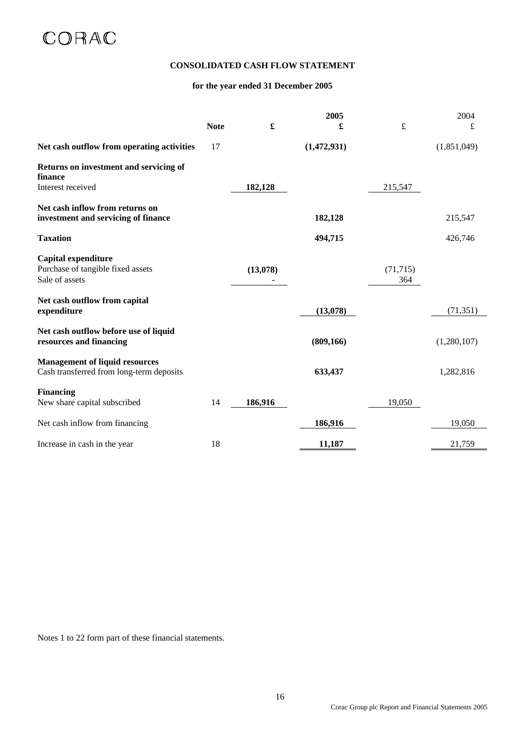CORAC

## CONSOLIDATED CASH FLOW STATEMENT

### for the year ended 31 December 2005

| | Note | 2005 £ | 2005 £ | 2004 £ | 2004 £ |
|---|---|---|---|---|---|
| **Net cash outflow from operating activities** | 17 | | **(1,472,931)** | | (1,851,049) |
| **Returns on investment and servicing of finance** | | | | | |
| Interest received | | **182,128** | | 215,547 | |
| **Net cash inflow from returns on investment and servicing of finance** | | | **182,128** | | 215,547 |
| **Taxation** | | | **494,715** | | 426,746 |
| **Capital expenditure** | | | | | |
| Purchase of tangible fixed assets | | **(13,078)** | | (71,715) | |
| Sale of assets | | **-** | | 364 | |
| **Net cash outflow from capital expenditure** | | | **(13,078)** | | (71,351) |
| **Net cash outflow before use of liquid resources and financing** | | | **(809,166)** | | (1,280,107) |
| **Management of liquid resources** | | | | | |
| Cash transferred from long-term deposits | | | **633,437** | | 1,282,816 |
| **Financing** | | | | | |
| New share capital subscribed | 14 | **186,916** | | 19,050 | |
| Net cash inflow from financing | | | **186,916** | | 19,050 |
| Increase in cash in the year | 18 | | **11,187** | | 21,759 |

Notes 1 to 22 form part of these financial statements.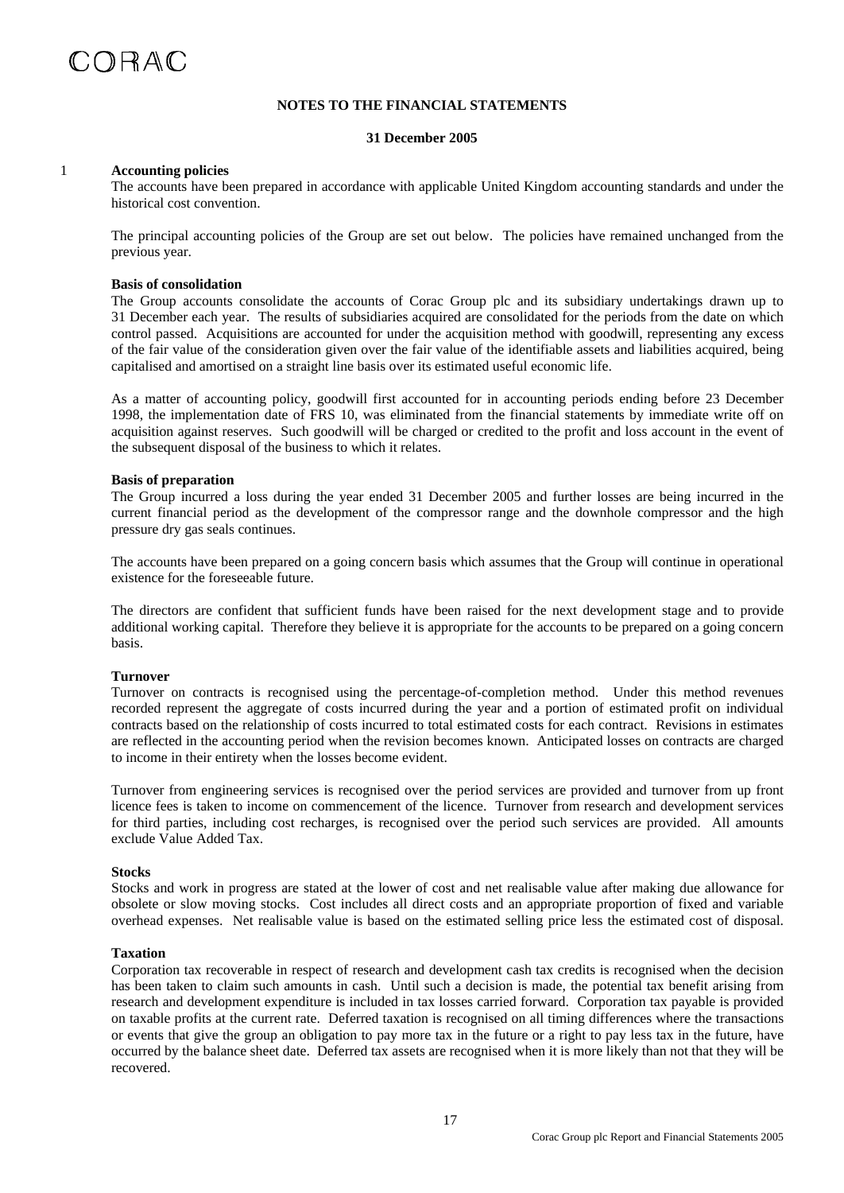## NOTES TO THE FINANCIAL STATEMENTS

**31 December 2005**

### 1 Accounting policies

The accounts have been prepared in accordance with applicable United Kingdom accounting standards and under the historical cost convention.

The principal accounting policies of the Group are set out below. The policies have remained unchanged from the previous year.

**Basis of consolidation**

The Group accounts consolidate the accounts of Corac Group plc and its subsidiary undertakings drawn up to 31 December each year. The results of subsidiaries acquired are consolidated for the periods from the date on which control passed. Acquisitions are accounted for under the acquisition method with goodwill, representing any excess of the fair value of the consideration given over the fair value of the identifiable assets and liabilities acquired, being capitalised and amortised on a straight line basis over its estimated useful economic life.

As a matter of accounting policy, goodwill first accounted for in accounting periods ending before 23 December 1998, the implementation date of FRS 10, was eliminated from the financial statements by immediate write off on acquisition against reserves. Such goodwill will be charged or credited to the profit and loss account in the event of the subsequent disposal of the business to which it relates.

**Basis of preparation**

The Group incurred a loss during the year ended 31 December 2005 and further losses are being incurred in the current financial period as the development of the compressor range and the downhole compressor and the high pressure dry gas seals continues.

The accounts have been prepared on a going concern basis which assumes that the Group will continue in operational existence for the foreseeable future.

The directors are confident that sufficient funds have been raised for the next development stage and to provide additional working capital. Therefore they believe it is appropriate for the accounts to be prepared on a going concern basis.

**Turnover**

Turnover on contracts is recognised using the percentage-of-completion method. Under this method revenues recorded represent the aggregate of costs incurred during the year and a portion of estimated profit on individual contracts based on the relationship of costs incurred to total estimated costs for each contract. Revisions in estimates are reflected in the accounting period when the revision becomes known. Anticipated losses on contracts are charged to income in their entirety when the losses become evident.

Turnover from engineering services is recognised over the period services are provided and turnover from up front licence fees is taken to income on commencement of the licence. Turnover from research and development services for third parties, including cost recharges, is recognised over the period such services are provided. All amounts exclude Value Added Tax.

**Stocks**

Stocks and work in progress are stated at the lower of cost and net realisable value after making due allowance for obsolete or slow moving stocks. Cost includes all direct costs and an appropriate proportion of fixed and variable overhead expenses. Net realisable value is based on the estimated selling price less the estimated cost of disposal.

**Taxation**

Corporation tax recoverable in respect of research and development cash tax credits is recognised when the decision has been taken to claim such amounts in cash. Until such a decision is made, the potential tax benefit arising from research and development expenditure is included in tax losses carried forward. Corporation tax payable is provided on taxable profits at the current rate. Deferred taxation is recognised on all timing differences where the transactions or events that give the group an obligation to pay more tax in the future or a right to pay less tax in the future, have occurred by the balance sheet date. Deferred tax assets are recognised when it is more likely than not that they will be recovered.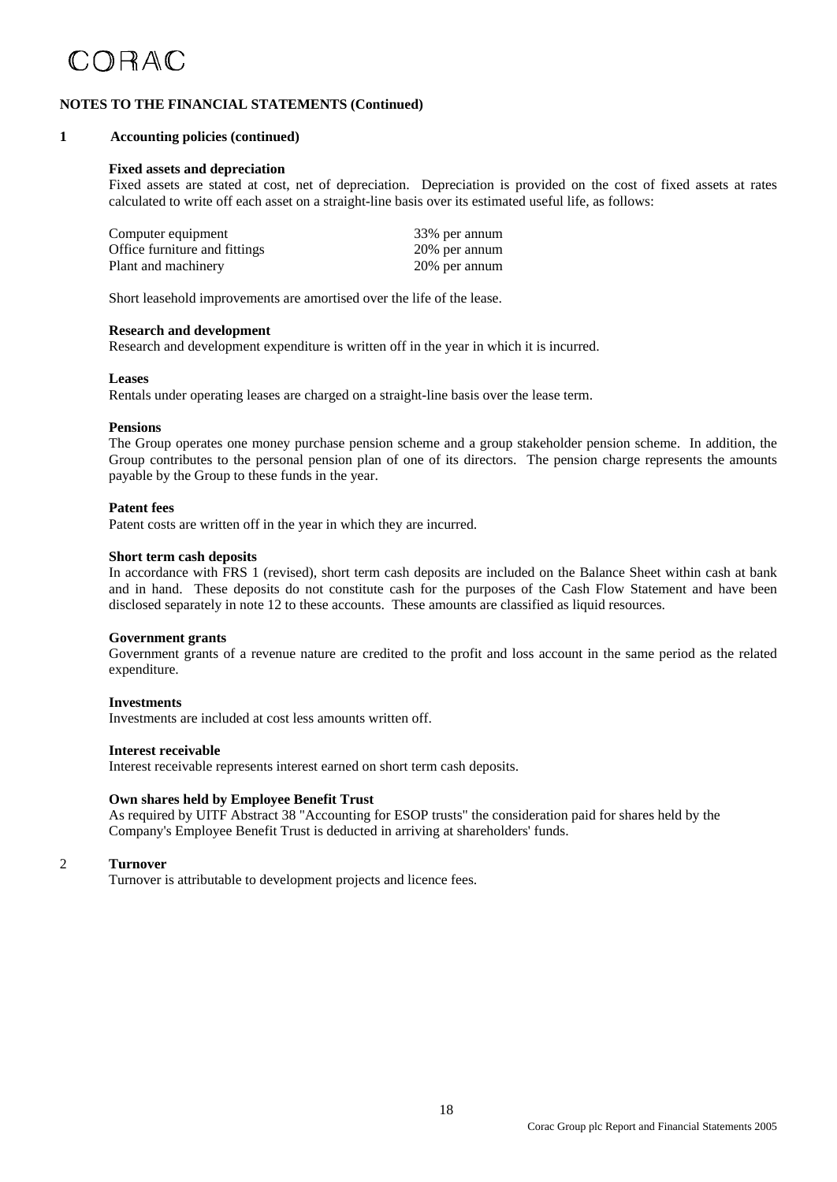CORAC

**NOTES TO THE FINANCIAL STATEMENTS (Continued)**

**1 Accounting policies (continued)**

**Fixed assets and depreciation**

Fixed assets are stated at cost, net of depreciation. Depreciation is provided on the cost of fixed assets at rates calculated to write off each asset on a straight-line basis over its estimated useful life, as follows:

| | |
|---|---|
| Computer equipment | 33% per annum |
| Office furniture and fittings | 20% per annum |
| Plant and machinery | 20% per annum |

Short leasehold improvements are amortised over the life of the lease.

**Research and development**

Research and development expenditure is written off in the year in which it is incurred.

**Leases**

Rentals under operating leases are charged on a straight-line basis over the lease term.

**Pensions**

The Group operates one money purchase pension scheme and a group stakeholder pension scheme. In addition, the Group contributes to the personal pension plan of one of its directors. The pension charge represents the amounts payable by the Group to these funds in the year.

**Patent fees**

Patent costs are written off in the year in which they are incurred.

**Short term cash deposits**

In accordance with FRS 1 (revised), short term cash deposits are included on the Balance Sheet within cash at bank and in hand. These deposits do not constitute cash for the purposes of the Cash Flow Statement and have been disclosed separately in note 12 to these accounts. These amounts are classified as liquid resources.

**Government grants**

Government grants of a revenue nature are credited to the profit and loss account in the same period as the related expenditure.

**Investments**

Investments are included at cost less amounts written off.

**Interest receivable**

Interest receivable represents interest earned on short term cash deposits.

**Own shares held by Employee Benefit Trust**

As required by UITF Abstract 38 "Accounting for ESOP trusts" the consideration paid for shares held by the Company's Employee Benefit Trust is deducted in arriving at shareholders' funds.

**2 Turnover**

Turnover is attributable to development projects and licence fees.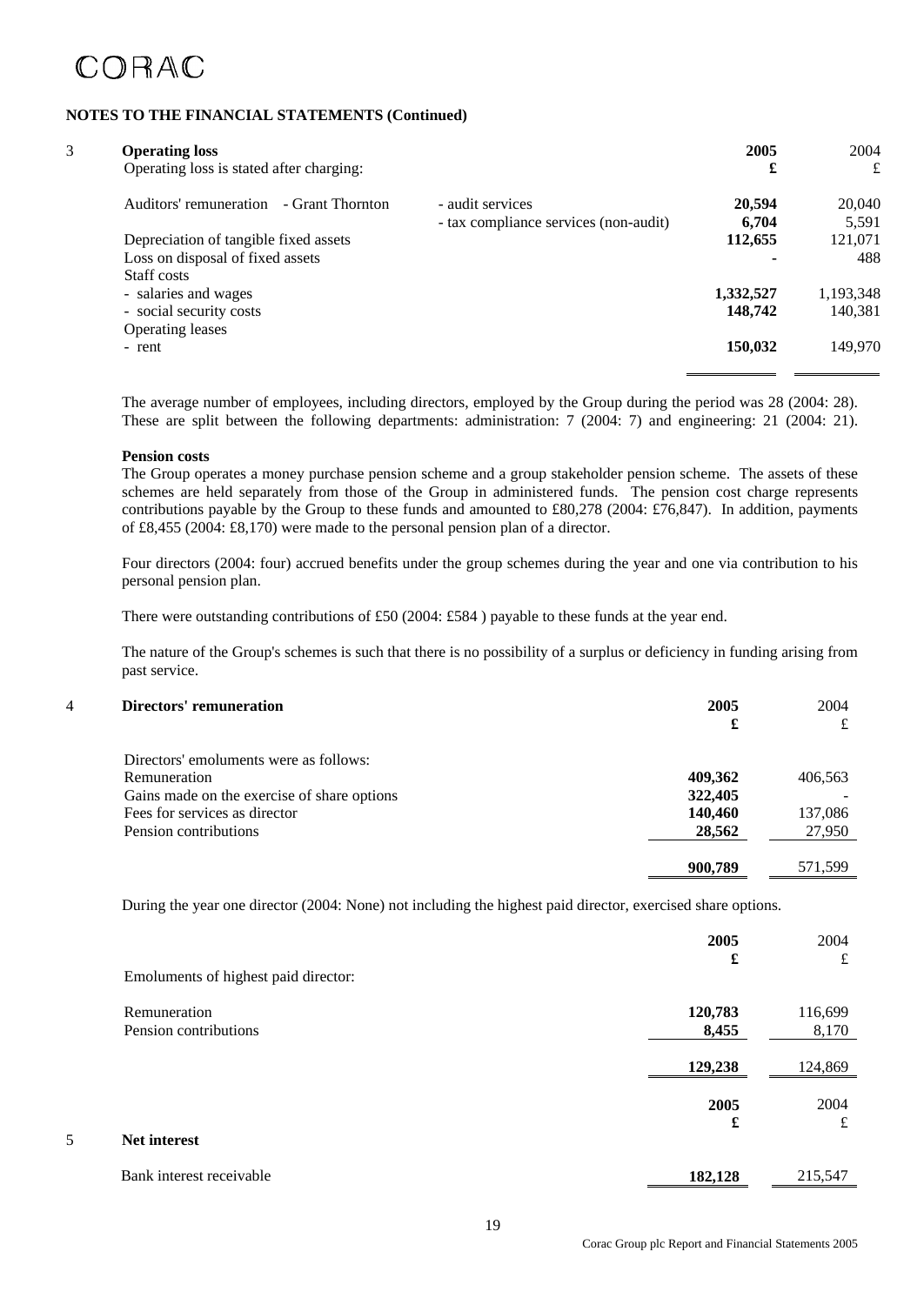CORAC

**NOTES TO THE FINANCIAL STATEMENTS (Continued)**

## 3 Operating loss

Operating loss is stated after charging:

| | | 2005 £ | 2004 £ |
|---|---|---|---|
| Auditors' remuneration - Grant Thornton | - audit services | **20,594** | 20,040 |
| | - tax compliance services (non-audit) | **6,704** | 5,591 |
| Depreciation of tangible fixed assets | | **112,655** | 121,071 |
| Loss on disposal of fixed assets | | **-** | 488 |
| Staff costs | | | |
| - salaries and wages | | **1,332,527** | 1,193,348 |
| - social security costs | | **148,742** | 140,381 |
| Operating leases | | | |
| - rent | | **150,032** | 149,970 |

The average number of employees, including directors, employed by the Group during the period was 28 (2004: 28). These are split between the following departments: administration: 7 (2004: 7) and engineering: 21 (2004: 21).

**Pension costs**

The Group operates a money purchase pension scheme and a group stakeholder pension scheme. The assets of these schemes are held separately from those of the Group in administered funds. The pension cost charge represents contributions payable by the Group to these funds and amounted to £80,278 (2004: £76,847). In addition, payments of £8,455 (2004: £8,170) were made to the personal pension plan of a director.

Four directors (2004: four) accrued benefits under the group schemes during the year and one via contribution to his personal pension plan.

There were outstanding contributions of £50 (2004: £584 ) payable to these funds at the year end.

The nature of the Group's schemes is such that there is no possibility of a surplus or deficiency in funding arising from past service.

## 4 Directors' remuneration

| | 2005 £ | 2004 £ |
|---|---|---|
| Directors' emoluments were as follows: | | |
| Remuneration | **409,362** | 406,563 |
| Gains made on the exercise of share options | **322,405** | - |
| Fees for services as director | **140,460** | 137,086 |
| Pension contributions | **28,562** | 27,950 |
| | **900,789** | 571,599 |

During the year one director (2004: None) not including the highest paid director, exercised share options.

| | 2005 £ | 2004 £ |
|---|---|---|
| Emoluments of highest paid director: | | |
| Remuneration | **120,783** | 116,699 |
| Pension contributions | **8,455** | 8,170 |
| | **129,238** | 124,869 |

## 5 Net interest

| | 2005 £ | 2004 £ |
|---|---|---|
| Bank interest receivable | **182,128** | 215,547 |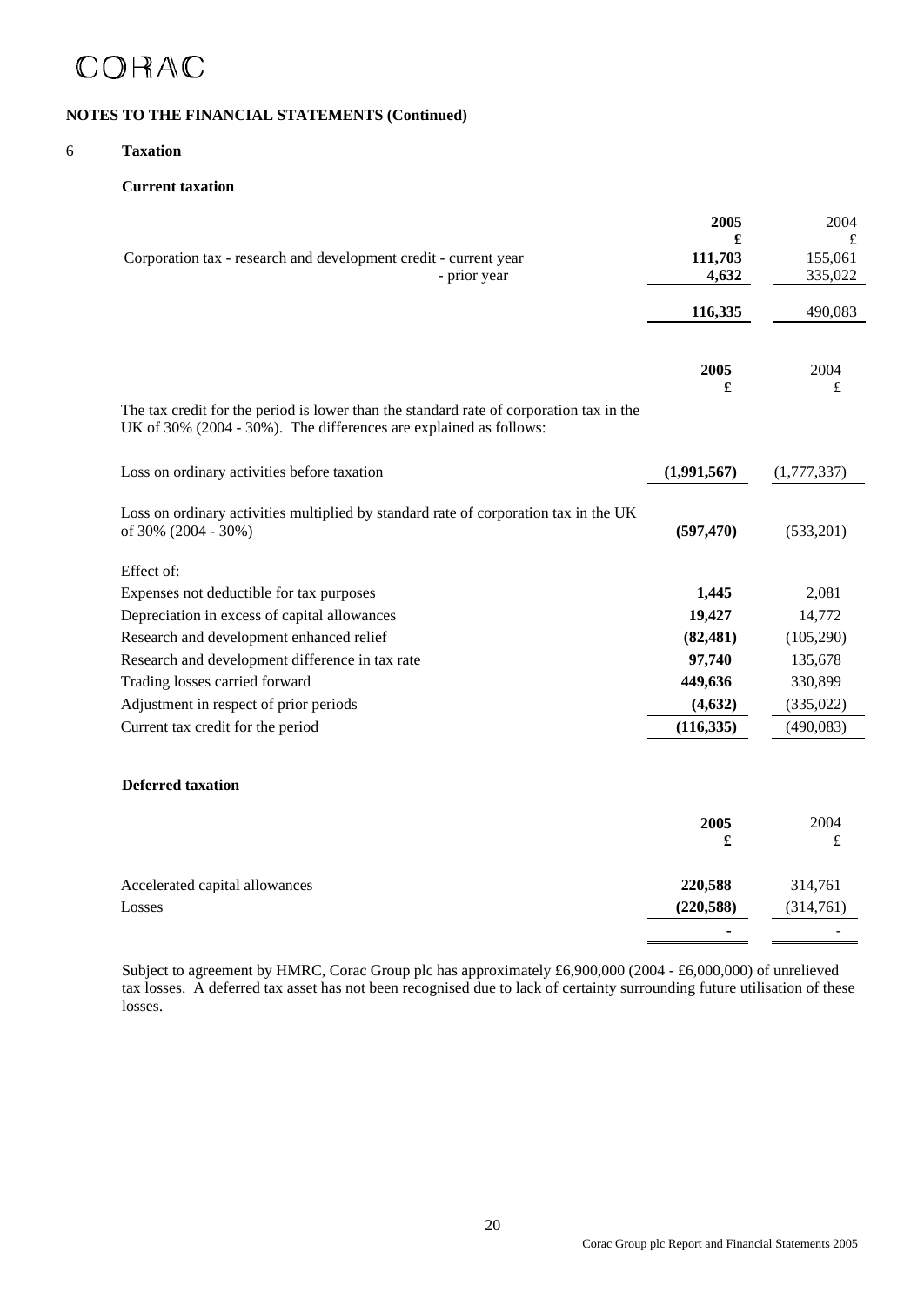## NOTES TO THE FINANCIAL STATEMENTS (Continued)

### 6 Taxation

**Current taxation**

| | **2005** | 2004 |
|---|---|---|
| | **£** | £ |
| Corporation tax - research and development credit - current year | **111,703** | 155,061 |
| - prior year | **4,632** | 335,022 |
| | **116,335** | 490,083 |

| | **2005** | 2004 |
|---|---|---|
| | **£** | £ |
| The tax credit for the period is lower than the standard rate of corporation tax in the UK of 30% (2004 - 30%). The differences are explained as follows: | | |
| Loss on ordinary activities before taxation | **(1,991,567)** | (1,777,337) |
| Loss on ordinary activities multiplied by standard rate of corporation tax in the UK of 30% (2004 - 30%) | **(597,470)** | (533,201) |
| Effect of: | | |
| Expenses not deductible for tax purposes | **1,445** | 2,081 |
| Depreciation in excess of capital allowances | **19,427** | 14,772 |
| Research and development enhanced relief | **(82,481)** | (105,290) |
| Research and development difference in tax rate | **97,740** | 135,678 |
| Trading losses carried forward | **449,636** | 330,899 |
| Adjustment in respect of prior periods | **(4,632)** | (335,022) |
| Current tax credit for the period | **(116,335)** | (490,083) |

**Deferred taxation**

| | **2005** | 2004 |
|---|---|---|
| | **£** | £ |
| Accelerated capital allowances | **220,588** | 314,761 |
| Losses | **(220,588)** | (314,761) |
| | **-** | - |

Subject to agreement by HMRC, Corac Group plc has approximately £6,900,000 (2004 - £6,000,000) of unrelieved tax losses. A deferred tax asset has not been recognised due to lack of certainty surrounding future utilisation of these losses.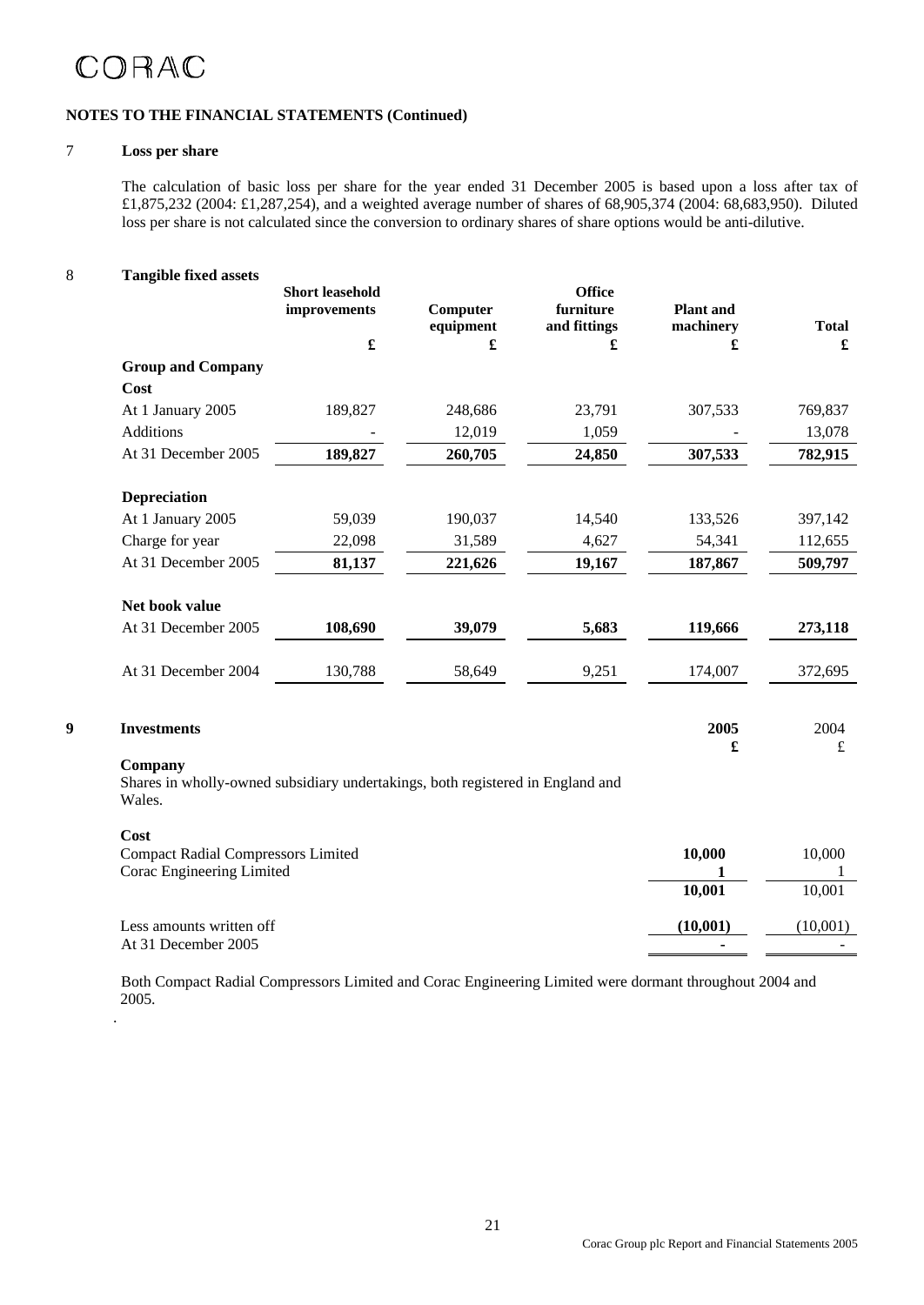CORAC

**NOTES TO THE FINANCIAL STATEMENTS (Continued)**

## 7 Loss per share

The calculation of basic loss per share for the year ended 31 December 2005 is based upon a loss after tax of £1,875,232 (2004: £1,287,254), and a weighted average number of shares of 68,905,374 (2004: 68,683,950). Diluted loss per share is not calculated since the conversion to ordinary shares of share options would be anti-dilutive.

## 8 Tangible fixed assets

| | Short leasehold improvements | Computer equipment | Office furniture and fittings | Plant and machinery | Total |
|---|---|---|---|---|---|
| | £ | £ | £ | £ | £ |
| **Group and Company** | | | | | |
| **Cost** | | | | | |
| At 1 January 2005 | 189,827 | 248,686 | 23,791 | 307,533 | 769,837 |
| Additions | - | 12,019 | 1,059 | - | 13,078 |
| At 31 December 2005 | **189,827** | **260,705** | **24,850** | **307,533** | **782,915** |
| **Depreciation** | | | | | |
| At 1 January 2005 | 59,039 | 190,037 | 14,540 | 133,526 | 397,142 |
| Charge for year | 22,098 | 31,589 | 4,627 | 54,341 | 112,655 |
| At 31 December 2005 | **81,137** | **221,626** | **19,167** | **187,867** | **509,797** |
| **Net book value** | | | | | |
| At 31 December 2005 | **108,690** | **39,079** | **5,683** | **119,666** | **273,118** |
| At 31 December 2004 | 130,788 | 58,649 | 9,251 | 174,007 | 372,695 |

## 9 Investments

| | **2005** | 2004 |
|---|---|---|
| | **£** | £ |
| **Company** | | |
| Shares in wholly-owned subsidiary undertakings, both registered in England and Wales. | | |
| **Cost** | | |
| Compact Radial Compressors Limited | **10,000** | 10,000 |
| Corac Engineering Limited | **1** | 1 |
| | **10,001** | 10,001 |
| Less amounts written off | **(10,001)** | (10,001) |
| At 31 December 2005 | **-** | - |

Both Compact Radial Compressors Limited and Corac Engineering Limited were dormant throughout 2004 and 2005.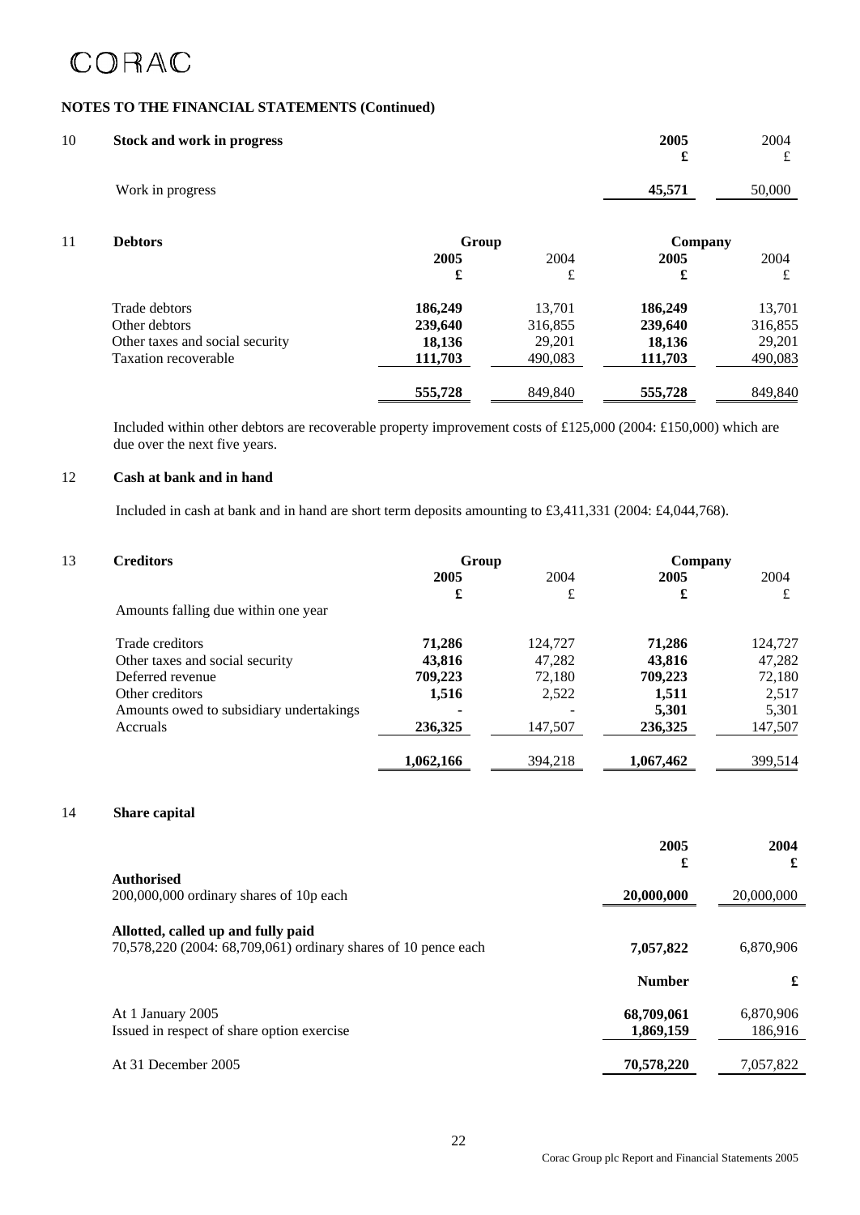CORAC

## NOTES TO THE FINANCIAL STATEMENTS (Continued)

### 10 Stock and work in progress

| | 2005 £ | 2004 £ |
|---|---|---|
| Work in progress | **45,571** | 50,000 |

### 11 Debtors

| | Group | | Company | |
|---|---|---|---|---|
| | **2005 £** | 2004 £ | **2005 £** | 2004 £ |
| Trade debtors | **186,249** | 13,701 | **186,249** | 13,701 |
| Other debtors | **239,640** | 316,855 | **239,640** | 316,855 |
| Other taxes and social security | **18,136** | 29,201 | **18,136** | 29,201 |
| Taxation recoverable | **111,703** | 490,083 | **111,703** | 490,083 |
| | **555,728** | 849,840 | **555,728** | 849,840 |

Included within other debtors are recoverable property improvement costs of £125,000 (2004: £150,000) which are due over the next five years.

### 12 Cash at bank and in hand

Included in cash at bank and in hand are short term deposits amounting to £3,411,331 (2004: £4,044,768).

### 13 Creditors

| | Group | | Company | |
|---|---|---|---|---|
| | **2005 £** | 2004 £ | **2005 £** | 2004 £ |
| Amounts falling due within one year | | | | |
| Trade creditors | **71,286** | 124,727 | **71,286** | 124,727 |
| Other taxes and social security | **43,816** | 47,282 | **43,816** | 47,282 |
| Deferred revenue | **709,223** | 72,180 | **709,223** | 72,180 |
| Other creditors | **1,516** | 2,522 | **1,511** | 2,517 |
| Amounts owed to subsidiary undertakings | **-** | - | **5,301** | 5,301 |
| Accruals | **236,325** | 147,507 | **236,325** | 147,507 |
| | **1,062,166** | 394,218 | **1,067,462** | 399,514 |

### 14 Share capital

| | **2005 £** | **2004 £** |
|---|---|---|
| **Authorised** | | |
| 200,000,000 ordinary shares of 10p each | **20,000,000** | 20,000,000 |
| **Allotted, called up and fully paid** | | |
| 70,578,220 (2004: 68,709,061) ordinary shares of 10 pence each | **7,057,822** | 6,870,906 |

| | **Number** | **£** |
|---|---|---|
| At 1 January 2005 | **68,709,061** | 6,870,906 |
| Issued in respect of share option exercise | **1,869,159** | 186,916 |
| At 31 December 2005 | **70,578,220** | 7,057,822 |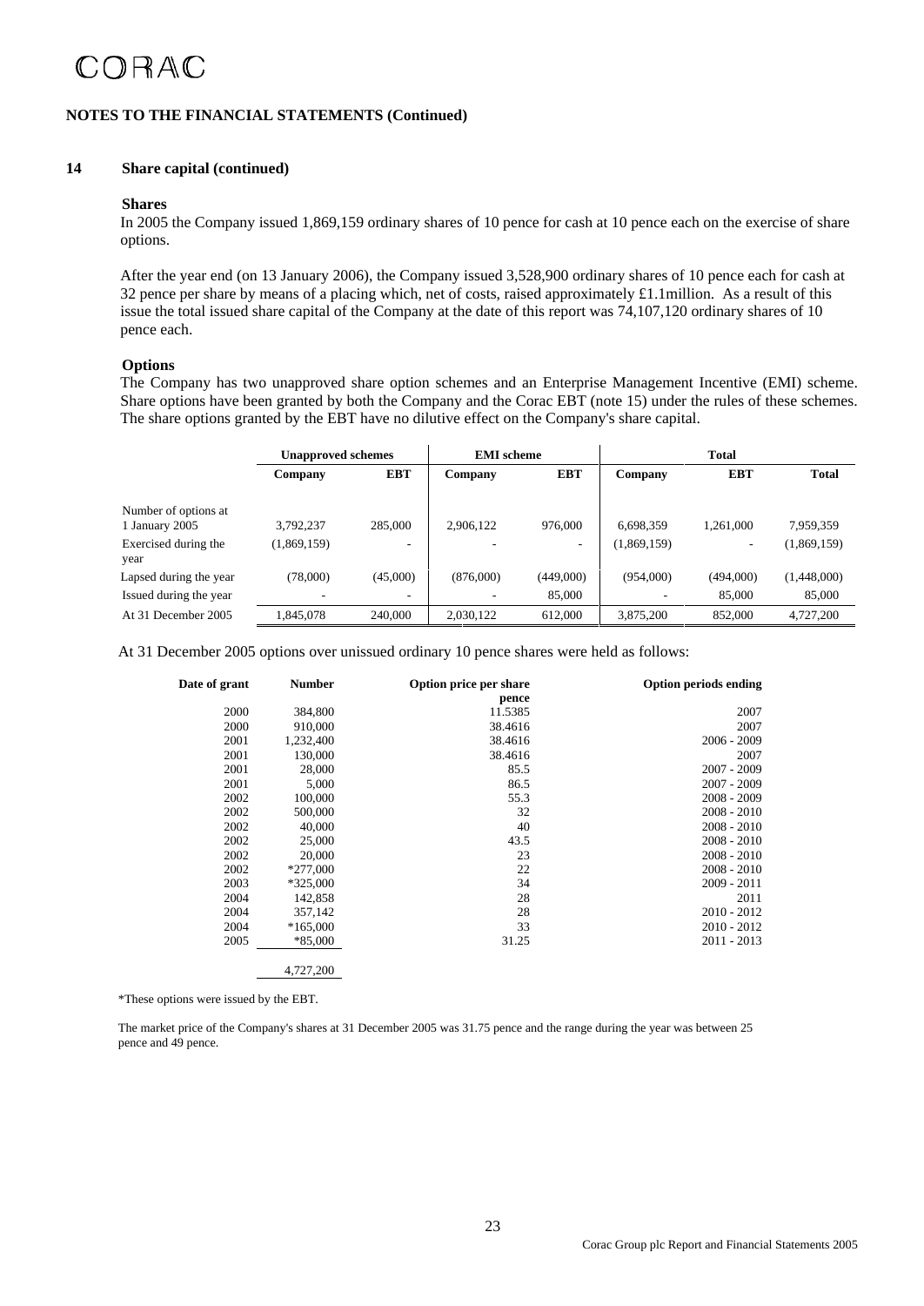## NOTES TO THE FINANCIAL STATEMENTS (Continued)

### 14 Share capital (continued)

**Shares**

In 2005 the Company issued 1,869,159 ordinary shares of 10 pence for cash at 10 pence each on the exercise of share options.

After the year end (on 13 January 2006), the Company issued 3,528,900 ordinary shares of 10 pence each for cash at 32 pence per share by means of a placing which, net of costs, raised approximately £1.1million. As a result of this issue the total issued share capital of the Company at the date of this report was 74,107,120 ordinary shares of 10 pence each.

**Options**

The Company has two unapproved share option schemes and an Enterprise Management Incentive (EMI) scheme. Share options have been granted by both the Company and the Corac EBT (note 15) under the rules of these schemes. The share options granted by the EBT have no dilutive effect on the Company's share capital.

| | Unapproved schemes | | EMI scheme | | Total | | |
|---|---|---|---|---|---|---|---|
| | Company | EBT | Company | EBT | Company | EBT | Total |
| Number of options at 1 January 2005 | 3,792,237 | 285,000 | 2,906,122 | 976,000 | 6,698,359 | 1,261,000 | 7,959,359 |
| Exercised during the year | (1,869,159) | - | - | - | (1,869,159) | - | (1,869,159) |
| Lapsed during the year | (78,000) | (45,000) | (876,000) | (449,000) | (954,000) | (494,000) | (1,448,000) |
| Issued during the year | - | - | - | 85,000 | - | 85,000 | 85,000 |
| At 31 December 2005 | 1,845,078 | 240,000 | 2,030,122 | 612,000 | 3,875,200 | 852,000 | 4,727,200 |

At 31 December 2005 options over unissued ordinary 10 pence shares were held as follows:

| Date of grant | Number | Option price per share pence | Option periods ending |
|---|---|---|---|
| 2000 | 384,800 | 11.5385 | 2007 |
| 2000 | 910,000 | 38.4616 | 2007 |
| 2001 | 1,232,400 | 38.4616 | 2006 - 2009 |
| 2001 | 130,000 | 38.4616 | 2007 |
| 2001 | 28,000 | 85.5 | 2007 - 2009 |
| 2001 | 5,000 | 86.5 | 2007 - 2009 |
| 2002 | 100,000 | 55.3 | 2008 - 2009 |
| 2002 | 500,000 | 32 | 2008 - 2010 |
| 2002 | 40,000 | 40 | 2008 - 2010 |
| 2002 | 25,000 | 43.5 | 2008 - 2010 |
| 2002 | 20,000 | 23 | 2008 - 2010 |
| 2002 | *277,000 | 22 | 2008 - 2010 |
| 2003 | *325,000 | 34 | 2009 - 2011 |
| 2004 | 142,858 | 28 | 2011 |
| 2004 | 357,142 | 28 | 2010 - 2012 |
| 2004 | *165,000 | 33 | 2010 - 2012 |
| 2005 | *85,000 | 31.25 | 2011 - 2013 |
| | 4,727,200 | | |

*These options were issued by the EBT.

The market price of the Company's shares at 31 December 2005 was 31.75 pence and the range during the year was between 25 pence and 49 pence.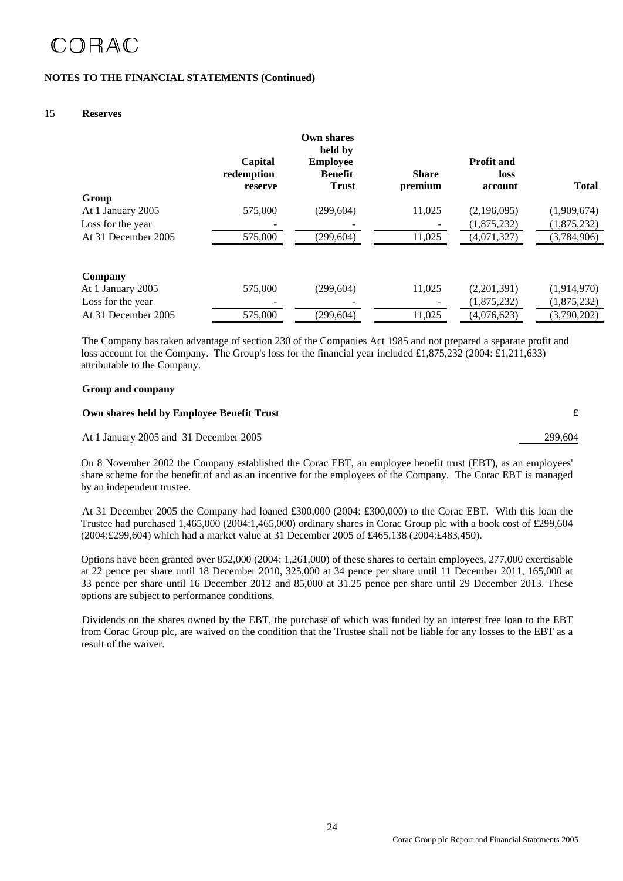CORAC

**NOTES TO THE FINANCIAL STATEMENTS (Continued)**

## 15 Reserves

| | Capital redemption reserve | Own shares held by Employee Benefit Trust | Share premium | Profit and loss account | Total |
|---|---|---|---|---|---|
| **Group** | | | | | |
| At 1 January 2005 | 575,000 | (299,604) | 11,025 | (2,196,095) | (1,909,674) |
| Loss for the year | - | - | - | (1,875,232) | (1,875,232) |
| At 31 December 2005 | 575,000 | (299,604) | 11,025 | (4,071,327) | (3,784,906) |
| **Company** | | | | | |
| At 1 January 2005 | 575,000 | (299,604) | 11,025 | (2,201,391) | (1,914,970) |
| Loss for the year | - | - | - | (1,875,232) | (1,875,232) |
| At 31 December 2005 | 575,000 | (299,604) | 11,025 | (4,076,623) | (3,790,202) |

The Company has taken advantage of section 230 of the Companies Act 1985 and not prepared a separate profit and loss account for the Company. The Group's loss for the financial year included £1,875,232 (2004: £1,211,633) attributable to the Company.

**Group and company**

| **Own shares held by Employee Benefit Trust** | **£** |
|---|---|
| At 1 January 2005 and 31 December 2005 | 299,604 |

On 8 November 2002 the Company established the Corac EBT, an employee benefit trust (EBT), as an employees' share scheme for the benefit of and as an incentive for the employees of the Company. The Corac EBT is managed by an independent trustee.

At 31 December 2005 the Company had loaned £300,000 (2004: £300,000) to the Corac EBT. With this loan the Trustee had purchased 1,465,000 (2004:1,465,000) ordinary shares in Corac Group plc with a book cost of £299,604 (2004:£299,604) which had a market value at 31 December 2005 of £465,138 (2004:£483,450).

Options have been granted over 852,000 (2004: 1,261,000) of these shares to certain employees, 277,000 exercisable at 22 pence per share until 18 December 2010, 325,000 at 34 pence per share until 11 December 2011, 165,000 at 33 pence per share until 16 December 2012 and 85,000 at 31.25 pence per share until 29 December 2013. These options are subject to performance conditions.

Dividends on the shares owned by the EBT, the purchase of which was funded by an interest free loan to the EBT from Corac Group plc, are waived on the condition that the Trustee shall not be liable for any losses to the EBT as a result of the waiver.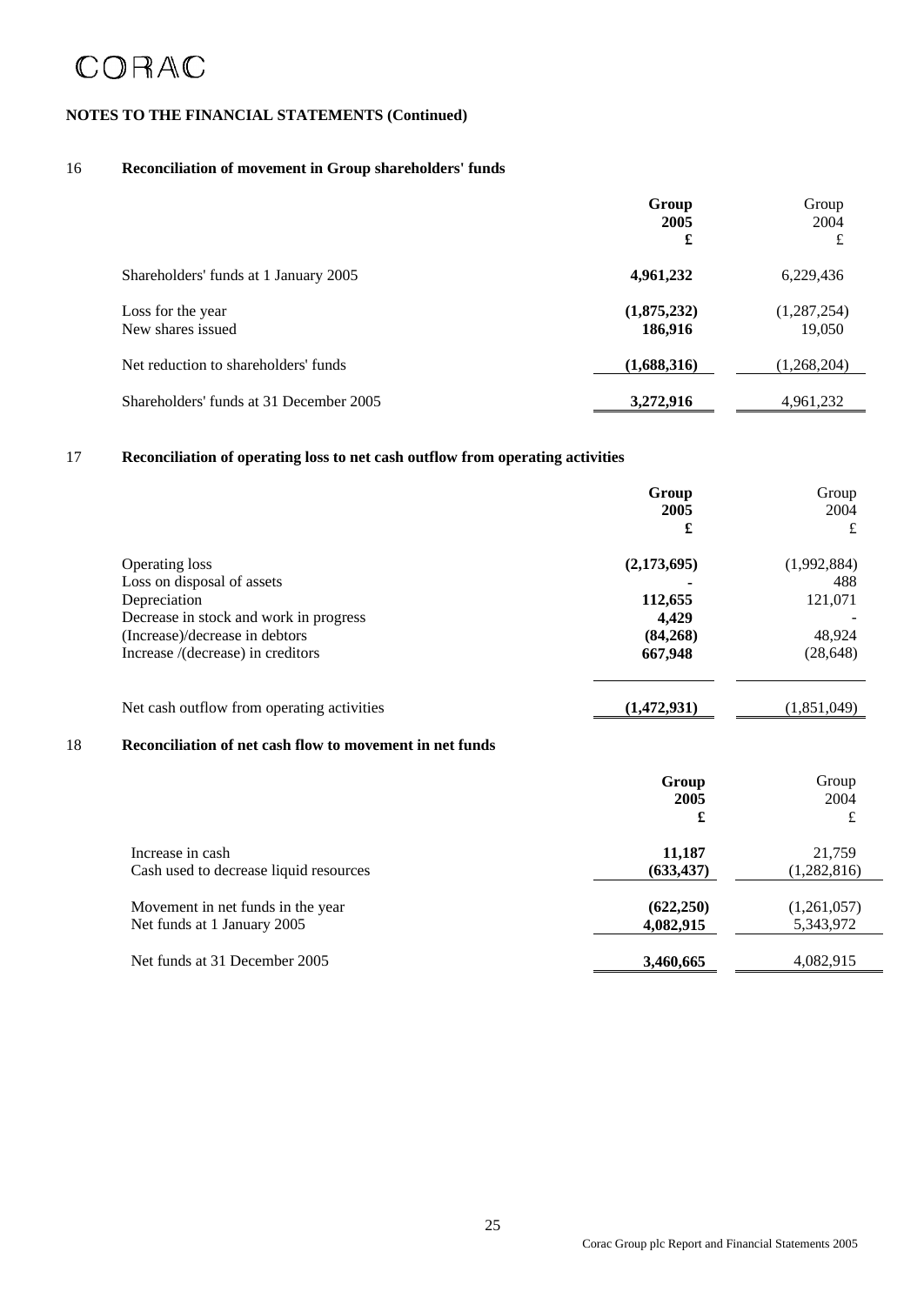CORAC

**NOTES TO THE FINANCIAL STATEMENTS (Continued)**

## 16 Reconciliation of movement in Group shareholders' funds

| | **Group 2005 £** | Group 2004 £ |
|---|---|---|
| Shareholders' funds at 1 January 2005 | **4,961,232** | 6,229,436 |
| Loss for the year | **(1,875,232)** | (1,287,254) |
| New shares issued | **186,916** | 19,050 |
| Net reduction to shareholders' funds | **(1,688,316)** | (1,268,204) |
| Shareholders' funds at 31 December 2005 | **3,272,916** | 4,961,232 |

## 17 Reconciliation of operating loss to net cash outflow from operating activities

| | **Group 2005 £** | Group 2004 £ |
|---|---|---|
| Operating loss | **(2,173,695)** | (1,992,884) |
| Loss on disposal of assets | **-** | 488 |
| Depreciation | **112,655** | 121,071 |
| Decrease in stock and work in progress | **4,429** | - |
| (Increase)/decrease in debtors | **(84,268)** | 48,924 |
| Increase /(decrease) in creditors | **667,948** | (28,648) |
| Net cash outflow from operating activities | **(1,472,931)** | (1,851,049) |

## 18 Reconciliation of net cash flow to movement in net funds

| | **Group 2005 £** | Group 2004 £ |
|---|---|---|
| Increase in cash | **11,187** | 21,759 |
| Cash used to decrease liquid resources | **(633,437)** | (1,282,816) |
| Movement in net funds in the year | **(622,250)** | (1,261,057) |
| Net funds at 1 January 2005 | **4,082,915** | 5,343,972 |
| Net funds at 31 December 2005 | **3,460,665** | 4,082,915 |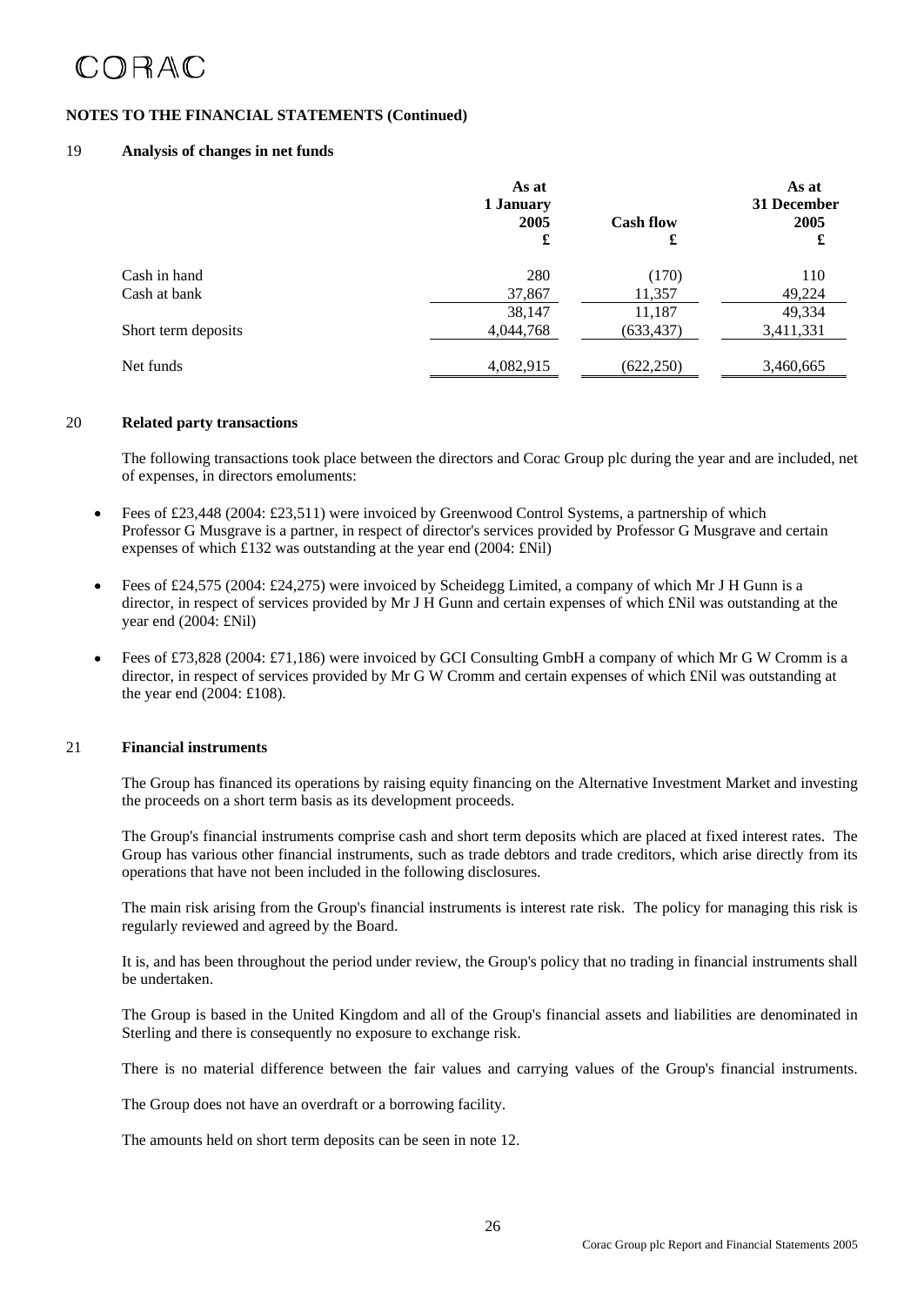CORAC

**NOTES TO THE FINANCIAL STATEMENTS (Continued)**

## 19 Analysis of changes in net funds

| | As at 1 January 2005 £ | Cash flow £ | As at 31 December 2005 £ |
|---|---|---|---|
| Cash in hand | 280 | (170) | 110 |
| Cash at bank | 37,867 | 11,357 | 49,224 |
| | 38,147 | 11,187 | 49,334 |
| Short term deposits | 4,044,768 | (633,437) | 3,411,331 |
| Net funds | 4,082,915 | (622,250) | 3,460,665 |

## 20 Related party transactions

The following transactions took place between the directors and Corac Group plc during the year and are included, net of expenses, in directors emoluments:

- Fees of £23,448 (2004: £23,511) were invoiced by Greenwood Control Systems, a partnership of which Professor G Musgrave is a partner, in respect of director's services provided by Professor G Musgrave and certain expenses of which £132 was outstanding at the year end (2004: £Nil)
- Fees of £24,575 (2004: £24,275) were invoiced by Scheidegg Limited, a company of which Mr J H Gunn is a director, in respect of services provided by Mr J H Gunn and certain expenses of which £Nil was outstanding at the year end (2004: £Nil)
- Fees of £73,828 (2004: £71,186) were invoiced by GCI Consulting GmbH a company of which Mr G W Cromm is a director, in respect of services provided by Mr G W Cromm and certain expenses of which £Nil was outstanding at the year end (2004: £108).

## 21 Financial instruments

The Group has financed its operations by raising equity financing on the Alternative Investment Market and investing the proceeds on a short term basis as its development proceeds.

The Group's financial instruments comprise cash and short term deposits which are placed at fixed interest rates. The Group has various other financial instruments, such as trade debtors and trade creditors, which arise directly from its operations that have not been included in the following disclosures.

The main risk arising from the Group's financial instruments is interest rate risk. The policy for managing this risk is regularly reviewed and agreed by the Board.

It is, and has been throughout the period under review, the Group's policy that no trading in financial instruments shall be undertaken.

The Group is based in the United Kingdom and all of the Group's financial assets and liabilities are denominated in Sterling and there is consequently no exposure to exchange risk.

There is no material difference between the fair values and carrying values of the Group's financial instruments.

The Group does not have an overdraft or a borrowing facility.

The amounts held on short term deposits can be seen in note 12.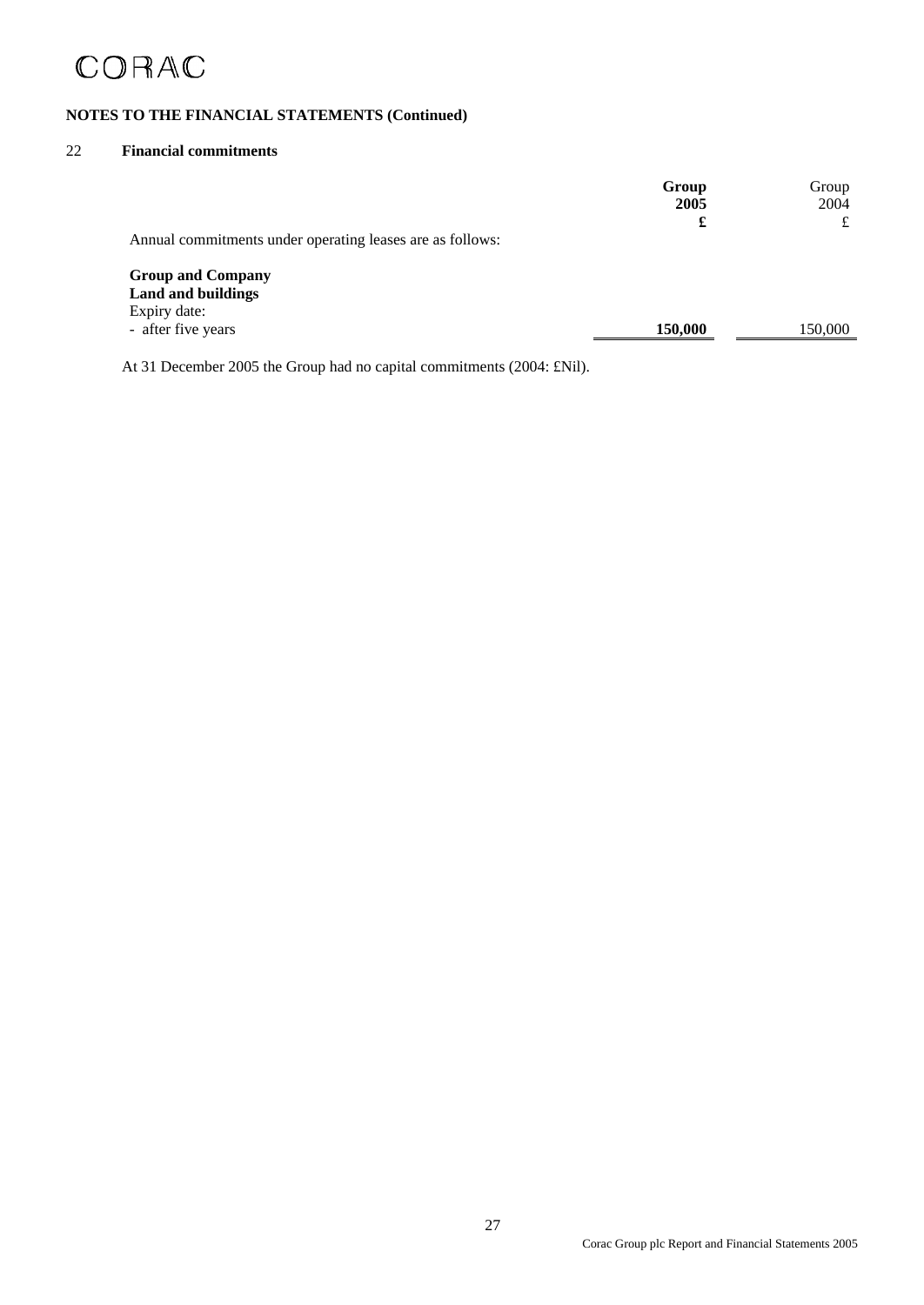CORAC

**NOTES TO THE FINANCIAL STATEMENTS (Continued)**

## 22 Financial commitments

| | **Group 2005 £** | Group 2004 £ |
|---|---|---|
| Annual commitments under operating leases are as follows: | | |
| **Group and Company** | | |
| **Land and buildings** | | |
| Expiry date: | | |
| - after five years | **150,000** | 150,000 |

At 31 December 2005 the Group had no capital commitments (2004: £Nil).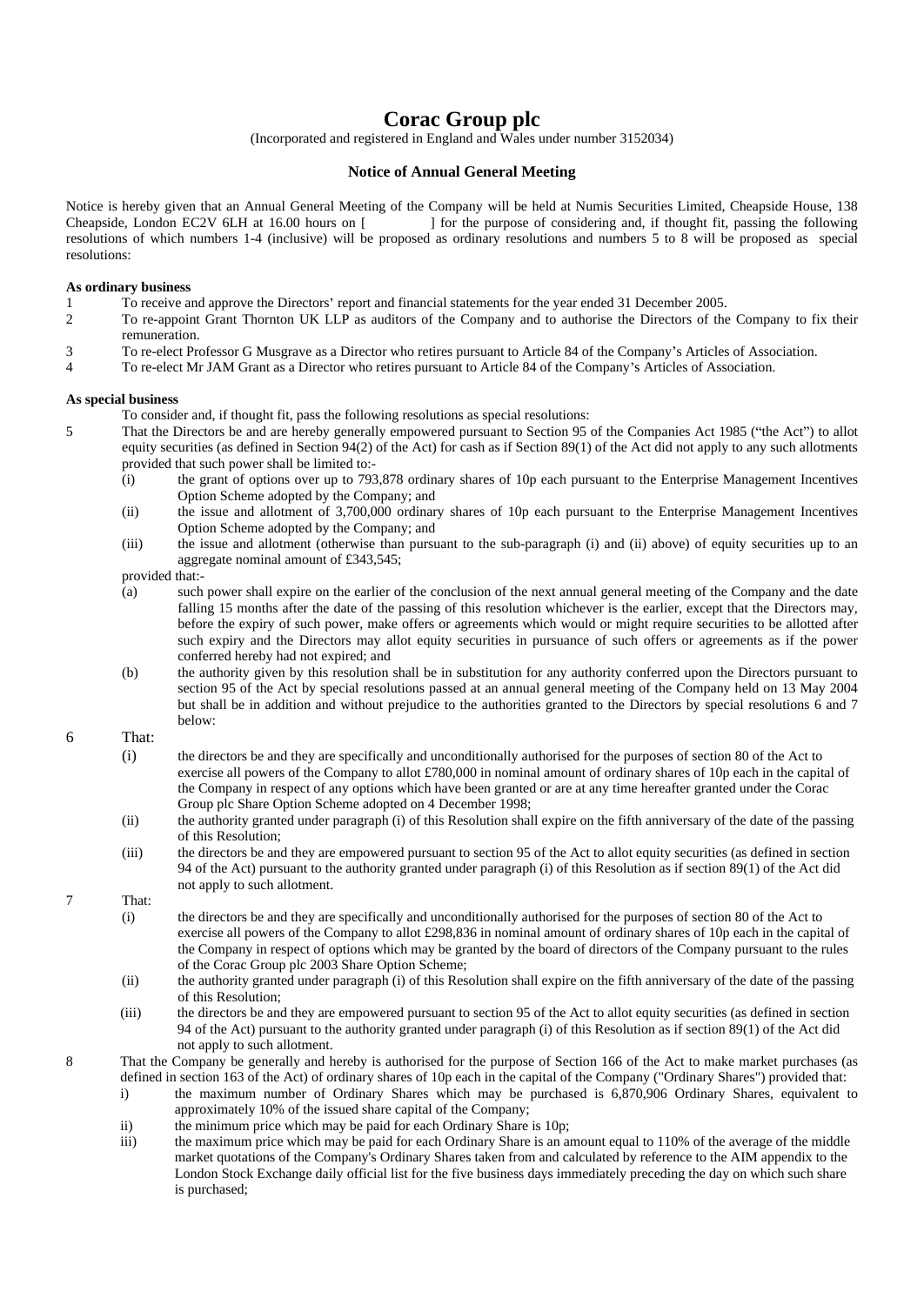# Corac Group plc

(Incorporated and registered in England and Wales under number 3152034)

## Notice of Annual General Meeting

Notice is hereby given that an Annual General Meeting of the Company will be held at Numis Securities Limited, Cheapside House, 138 Cheapside, London EC2V 6LH at 16.00 hours on [ ] for the purpose of considering and, if thought fit, passing the following resolutions of which numbers 1-4 (inclusive) will be proposed as ordinary resolutions and numbers 5 to 8 will be proposed as special resolutions:

**As ordinary business**

1. To receive and approve the Directors' report and financial statements for the year ended 31 December 2005.
2. To re-appoint Grant Thornton UK LLP as auditors of the Company and to authorise the Directors of the Company to fix their remuneration.
3. To re-elect Professor G Musgrave as a Director who retires pursuant to Article 84 of the Company's Articles of Association.
4. To re-elect Mr JAM Grant as a Director who retires pursuant to Article 84 of the Company's Articles of Association.

**As special business**

To consider and, if thought fit, pass the following resolutions as special resolutions:

5. That the Directors be and are hereby generally empowered pursuant to Section 95 of the Companies Act 1985 ("the Act") to allot equity securities (as defined in Section 94(2) of the Act) for cash as if Section 89(1) of the Act did not apply to any such allotments provided that such power shall be limited to:-
   - (i) the grant of options over up to 793,878 ordinary shares of 10p each pursuant to the Enterprise Management Incentives Option Scheme adopted by the Company; and
   - (ii) the issue and allotment of 3,700,000 ordinary shares of 10p each pursuant to the Enterprise Management Incentives Option Scheme adopted by the Company; and
   - (iii) the issue and allotment (otherwise than pursuant to the sub-paragraph (i) and (ii) above) of equity securities up to an aggregate nominal amount of £343,545;

   provided that:-
   - (a) such power shall expire on the earlier of the conclusion of the next annual general meeting of the Company and the date falling 15 months after the date of the passing of this resolution whichever is the earlier, except that the Directors may, before the expiry of such power, make offers or agreements which would or might require securities to be allotted after such expiry and the Directors may allot equity securities in pursuance of such offers or agreements as if the power conferred hereby had not expired; and
   - (b) the authority given by this resolution shall be in substitution for any authority conferred upon the Directors pursuant to section 95 of the Act by special resolutions passed at an annual general meeting of the Company held on 13 May 2004 but shall be in addition and without prejudice to the authorities granted to the Directors by special resolutions 6 and 7 below:
6. That:
   - (i) the directors be and they are specifically and unconditionally authorised for the purposes of section 80 of the Act to exercise all powers of the Company to allot £780,000 in nominal amount of ordinary shares of 10p each in the capital of the Company in respect of any options which have been granted or are at any time hereafter granted under the Corac Group plc Share Option Scheme adopted on 4 December 1998;
   - (ii) the authority granted under paragraph (i) of this Resolution shall expire on the fifth anniversary of the date of the passing of this Resolution;
   - (iii) the directors be and they are empowered pursuant to section 95 of the Act to allot equity securities (as defined in section 94 of the Act) pursuant to the authority granted under paragraph (i) of this Resolution as if section 89(1) of the Act did not apply to such allotment.
7. That:
   - (i) the directors be and they are specifically and unconditionally authorised for the purposes of section 80 of the Act to exercise all powers of the Company to allot £298,836 in nominal amount of ordinary shares of 10p each in the capital of the Company in respect of options which may be granted by the board of directors of the Company pursuant to the rules of the Corac Group plc 2003 Share Option Scheme;
   - (ii) the authority granted under paragraph (i) of this Resolution shall expire on the fifth anniversary of the date of the passing of this Resolution;
   - (iii) the directors be and they are empowered pursuant to section 95 of the Act to allot equity securities (as defined in section 94 of the Act) pursuant to the authority granted under paragraph (i) of this Resolution as if section 89(1) of the Act did not apply to such allotment.
8. That the Company be generally and hereby is authorised for the purpose of Section 166 of the Act to make market purchases (as defined in section 163 of the Act) of ordinary shares of 10p each in the capital of the Company ("Ordinary Shares") provided that:
   - i) the maximum number of Ordinary Shares which may be purchased is 6,870,906 Ordinary Shares, equivalent to approximately 10% of the issued share capital of the Company;
   - ii) the minimum price which may be paid for each Ordinary Share is 10p;
   - iii) the maximum price which may be paid for each Ordinary Share is an amount equal to 110% of the average of the middle market quotations of the Company's Ordinary Shares taken from and calculated by reference to the AIM appendix to the London Stock Exchange daily official list for the five business days immediately preceding the day on which such share is purchased;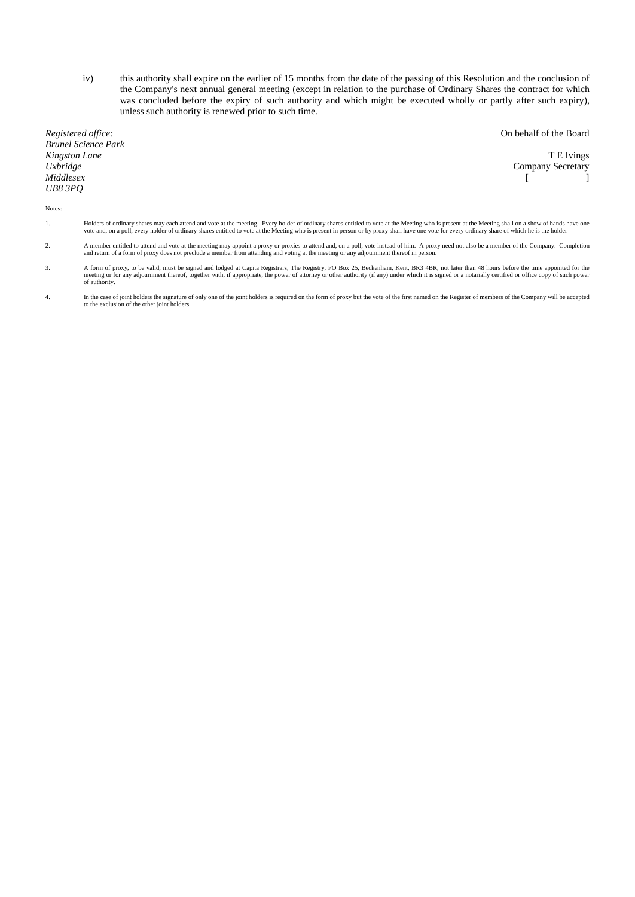iv) this authority shall expire on the earlier of 15 months from the date of the passing of this Resolution and the conclusion of the Company's next annual general meeting (except in relation to the purchase of Ordinary Shares the contract for which was concluded before the expiry of such authority and which might be executed wholly or partly after such expiry), unless such authority is renewed prior to such time.

*Registered office:*
*Brunel Science Park*
*Kingston Lane*
*Uxbridge*
*Middlesex*
*UB8 3PQ*

On behalf of the Board

T E Ivings
Company Secretary
[ ]

Notes:

1. Holders of ordinary shares may each attend and vote at the meeting. Every holder of ordinary shares entitled to vote at the Meeting who is present at the Meeting shall on a show of hands have one vote and, on a poll, every holder of ordinary shares entitled to vote at the Meeting who is present in person or by proxy shall have one vote for every ordinary share of which he is the holder

2. A member entitled to attend and vote at the meeting may appoint a proxy or proxies to attend and, on a poll, vote instead of him. A proxy need not also be a member of the Company. Completion and return of a form of proxy does not preclude a member from attending and voting at the meeting or any adjournment thereof in person.

3. A form of proxy, to be valid, must be signed and lodged at Capita Registrars, The Registry, PO Box 25, Beckenham, Kent, BR3 4BR, not later than 48 hours before the time appointed for the meeting or for any adjournment thereof, together with, if appropriate, the power of attorney or other authority (if any) under which it is signed or a notarially certified or office copy of such power of authority.

4. In the case of joint holders the signature of only one of the joint holders is required on the form of proxy but the vote of the first named on the Register of members of the Company will be accepted to the exclusion of the other joint holders.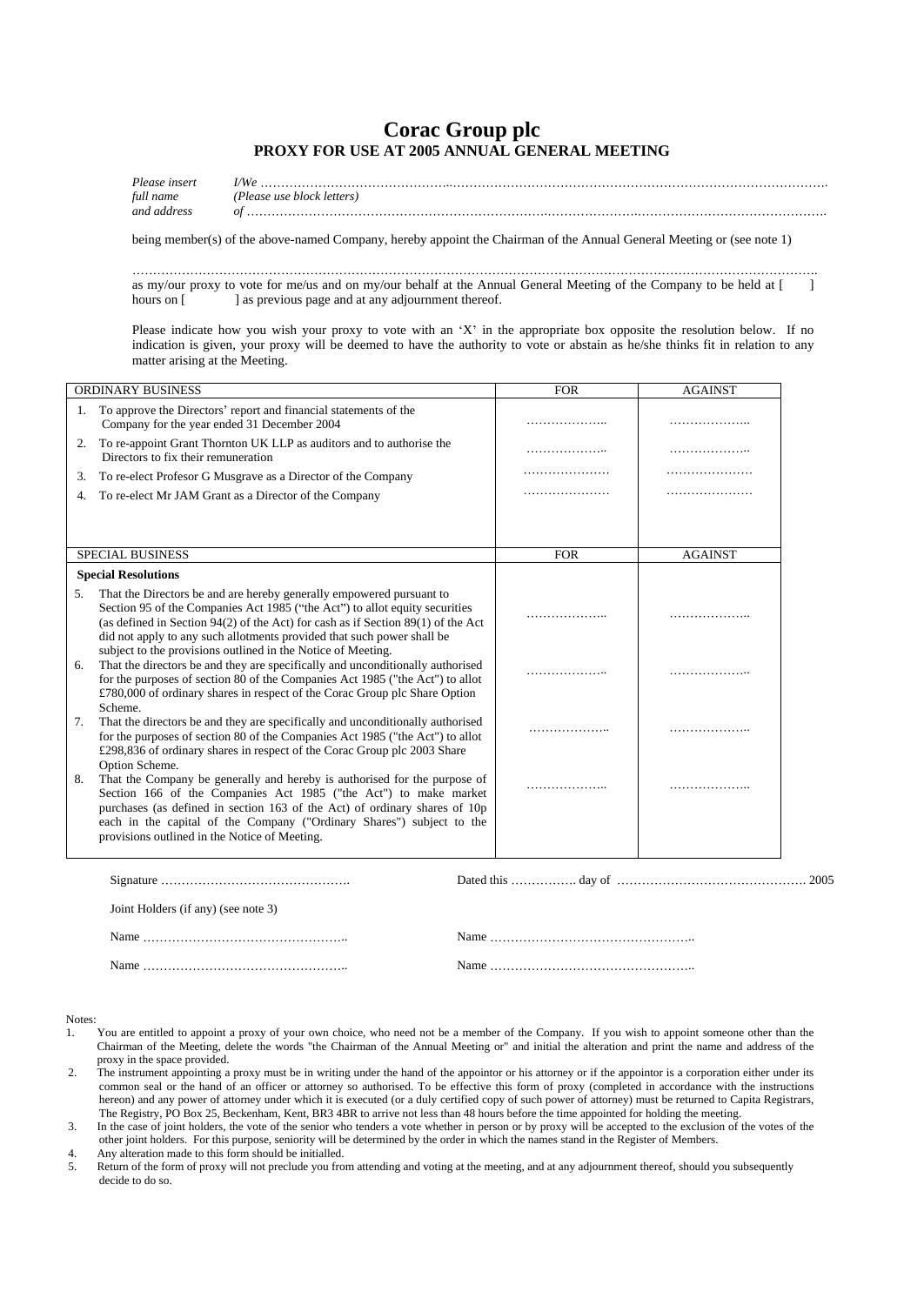# Corac Group plc

## PROXY FOR USE AT 2005 ANNUAL GENERAL MEETING

*Please insert full name and address* *I/We* ……………………………………………………………………………………………………………………….
*(Please use block letters)*
*of* ……………………………………………………………………………………………………………………………….

being member(s) of the above-named Company, hereby appoint the Chairman of the Annual General Meeting or (see note 1)

…………………………………………………………………………………………………………………………………………….
as my/our proxy to vote for me/us and on my/our behalf at the Annual General Meeting of the Company to be held at [ ] hours on [ ] as previous page and at any adjournment thereof.

Please indicate how you wish your proxy to vote with an 'X' in the appropriate box opposite the resolution below. If no indication is given, your proxy will be deemed to have the authority to vote or abstain as he/she thinks fit in relation to any matter arising at the Meeting.

| ORDINARY BUSINESS | FOR | AGAINST |
|---|---|---|
| 1. To approve the Directors' report and financial statements of the Company for the year ended 31 December 2004 | ……………….. | ……………….. |
| 2. To re-appoint Grant Thornton UK LLP as auditors and to authorise the Directors to fix their remuneration | ……………….. | ……………….. |
| 3. To re-elect Profesor G Musgrave as a Director of the Company | ………………… | ………………… |
| 4. To re-elect Mr JAM Grant as a Director of the Company | ………………… | ………………… |
| **SPECIAL BUSINESS** | **FOR** | **AGAINST** |
| **Special Resolutions** | | |
| 5. That the Directors be and are hereby generally empowered pursuant to Section 95 of the Companies Act 1985 ("the Act") to allot equity securities (as defined in Section 94(2) of the Act) for cash as if Section 89(1) of the Act did not apply to any such allotments provided that such power shall be subject to the provisions outlined in the Notice of Meeting. | ……………….. | ……………….. |
| 6. That the directors be and they are specifically and unconditionally authorised for the purposes of section 80 of the Companies Act 1985 ("the Act") to allot £780,000 of ordinary shares in respect of the Corac Group plc Share Option Scheme. | ……………….. | ……………….. |
| 7. That the directors be and they are specifically and unconditionally authorised for the purposes of section 80 of the Companies Act 1985 ("the Act") to allot £298,836 of ordinary shares in respect of the Corac Group plc 2003 Share Option Scheme. | ……………….. | ……………….. |
| 8. That the Company be generally and hereby is authorised for the purpose of Section 166 of the Companies Act 1985 ("the Act") to make market purchases (as defined in section 163 of the Act) of ordinary shares of 10p each in the capital of the Company ("Ordinary Shares") subject to the provisions outlined in the Notice of Meeting. | ……………….. | ……………….. |

Signature ……………………………………….    Dated this ……………. day of ………………………………………. 2005

Joint Holders (if any) (see note 3)

Name …………………………………………..    Name …………………………………………..

Name …………………………………………..    Name …………………………………………..

Notes:

1. You are entitled to appoint a proxy of your own choice, who need not be a member of the Company. If you wish to appoint someone other than the Chairman of the Meeting, delete the words "the Chairman of the Annual Meeting or" and initial the alteration and print the name and address of the proxy in the space provided.
2. The instrument appointing a proxy must be in writing under the hand of the appointor or his attorney or if the appointor is a corporation either under its common seal or the hand of an officer or attorney so authorised. To be effective this form of proxy (completed in accordance with the instructions hereon) and any power of attorney under which it is executed (or a duly certified copy of such power of attorney) must be returned to Capita Registrars, The Registry, PO Box 25, Beckenham, Kent, BR3 4BR to arrive not less than 48 hours before the time appointed for holding the meeting.
3. In the case of joint holders, the vote of the senior who tenders a vote whether in person or by proxy will be accepted to the exclusion of the votes of the other joint holders. For this purpose, seniority will be determined by the order in which the names stand in the Register of Members.
4. Any alteration made to this form should be initialled.
5. Return of the form of proxy will not preclude you from attending and voting at the meeting, and at any adjournment thereof, should you subsequently decide to do so.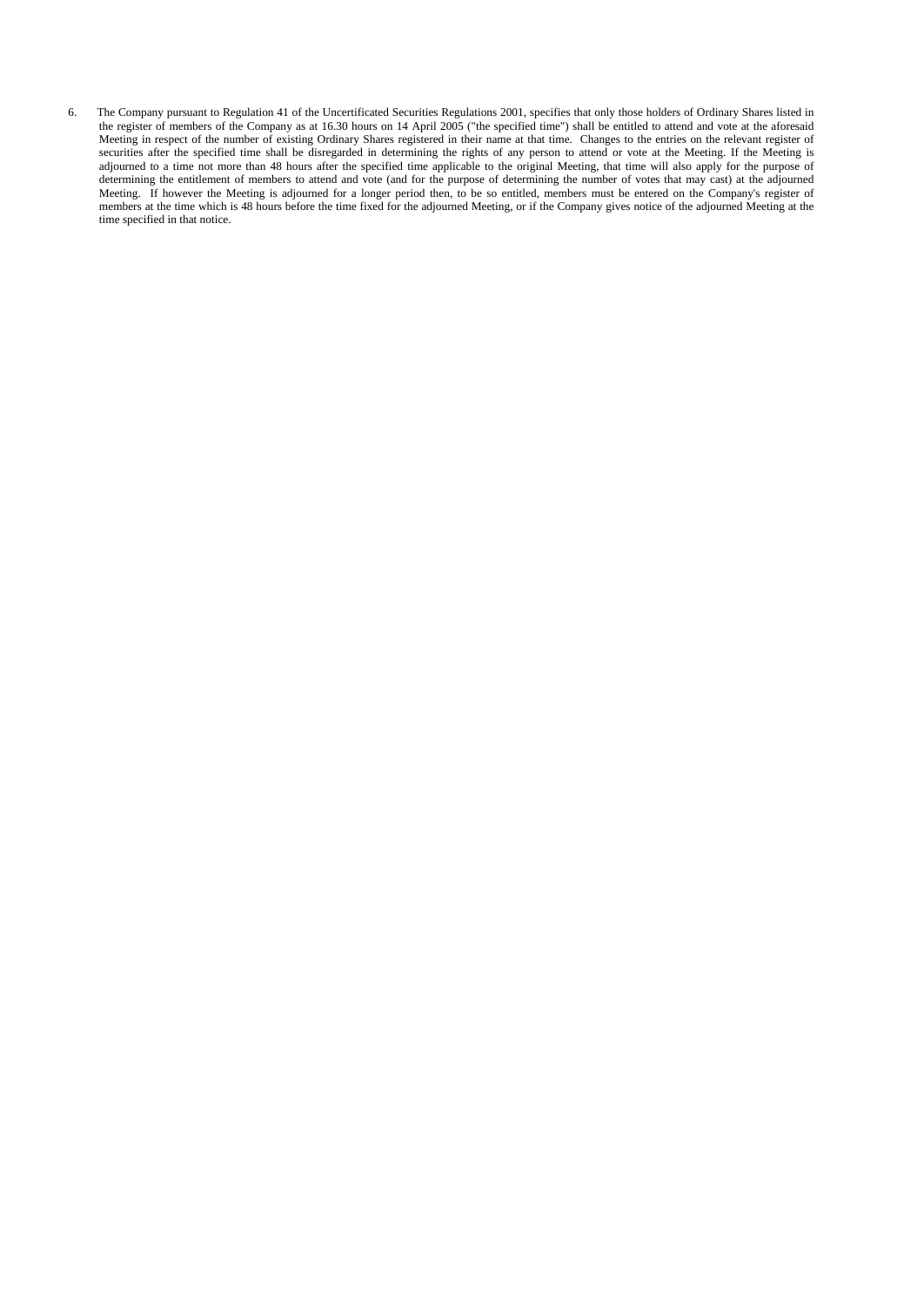6. The Company pursuant to Regulation 41 of the Uncertificated Securities Regulations 2001, specifies that only those holders of Ordinary Shares listed in the register of members of the Company as at 16.30 hours on 14 April 2005 ("the specified time") shall be entitled to attend and vote at the aforesaid Meeting in respect of the number of existing Ordinary Shares registered in their name at that time. Changes to the entries on the relevant register of securities after the specified time shall be disregarded in determining the rights of any person to attend or vote at the Meeting. If the Meeting is adjourned to a time not more than 48 hours after the specified time applicable to the original Meeting, that time will also apply for the purpose of determining the entitlement of members to attend and vote (and for the purpose of determining the number of votes that may cast) at the adjourned Meeting. If however the Meeting is adjourned for a longer period then, to be so entitled, members must be entered on the Company's register of members at the time which is 48 hours before the time fixed for the adjourned Meeting, or if the Company gives notice of the adjourned Meeting at the time specified in that notice.